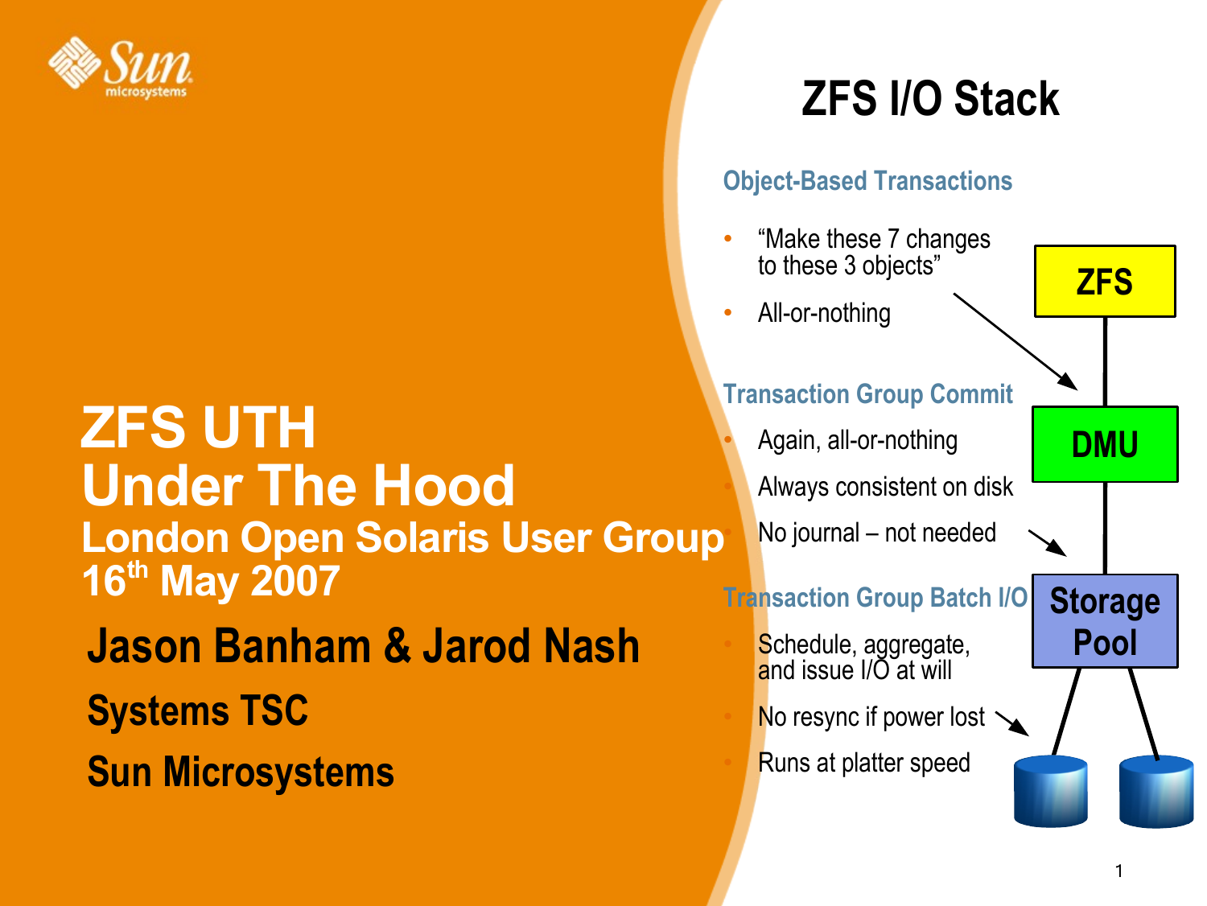# ZFS UTH
# Under The Hood

## London Open Solaris User Group
## 16th May 2007

**Jason Banham & Jarod Nash**

**Systems TSC**

**Sun Microsystems**

## ZFS I/O Stack

### Object-Based Transactions

- "Make these 7 changes to these 3 objects"
- All-or-nothing

### Transaction Group Commit

- Again, all-or-nothing
- Always consistent on disk
- No journal – not needed

### Transaction Group Batch I/O

- Schedule, aggregate, and issue I/O at will
- No resync if power lost
- Runs at platter speed

ZFS

DMU

Storage Pool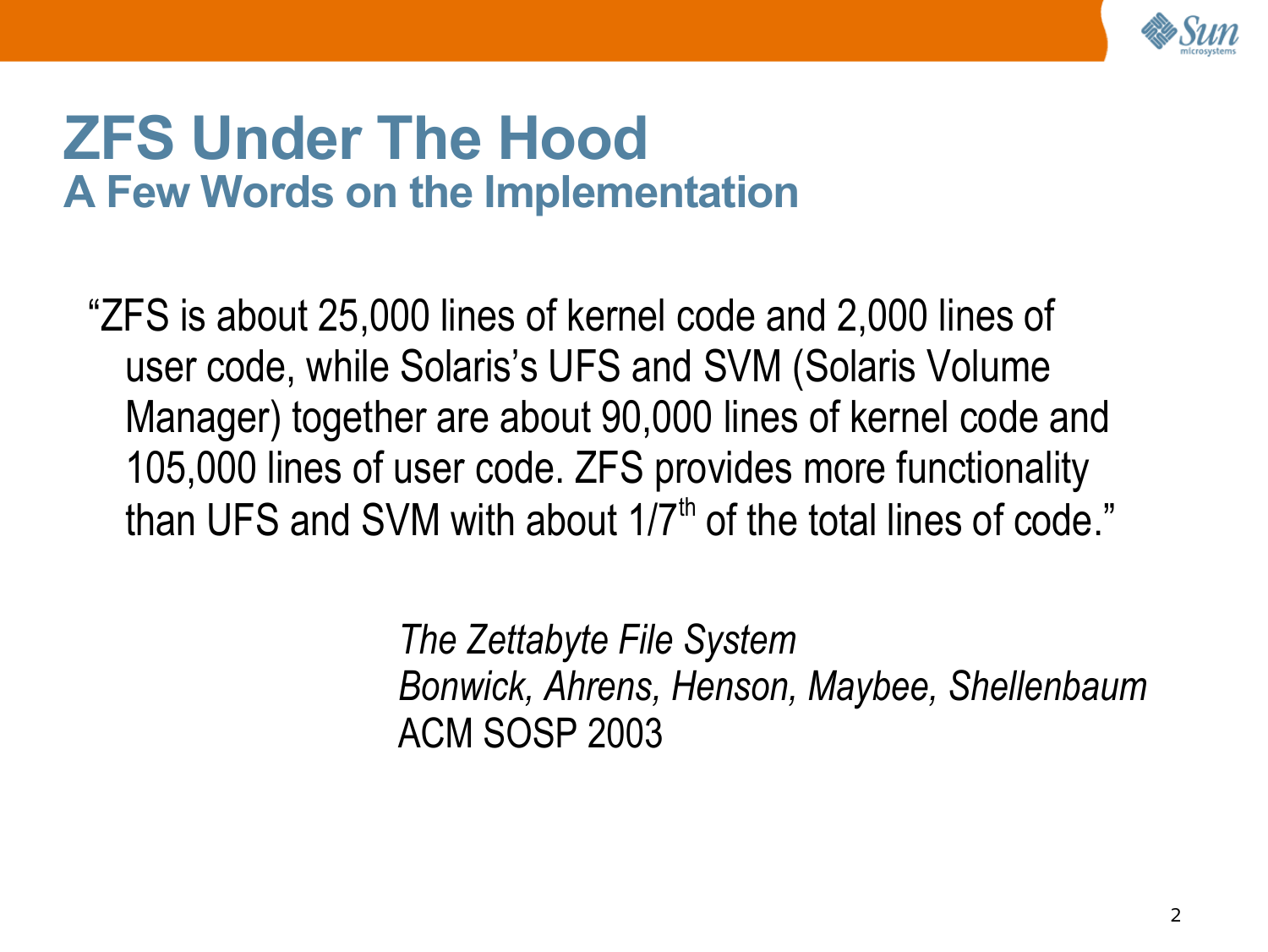# ZFS Under The Hood

## A Few Words on the Implementation

"ZFS is about 25,000 lines of kernel code and 2,000 lines of user code, while Solaris's UFS and SVM (Solaris Volume Manager) together are about 90,000 lines of kernel code and 105,000 lines of user code. ZFS provides more functionality than UFS and SVM with about 1/7$^{th}$ of the total lines of code."

*The Zettabyte File System*
*Bonwick, Ahrens, Henson, Maybee, Shellenbaum*
ACM SOSP 2003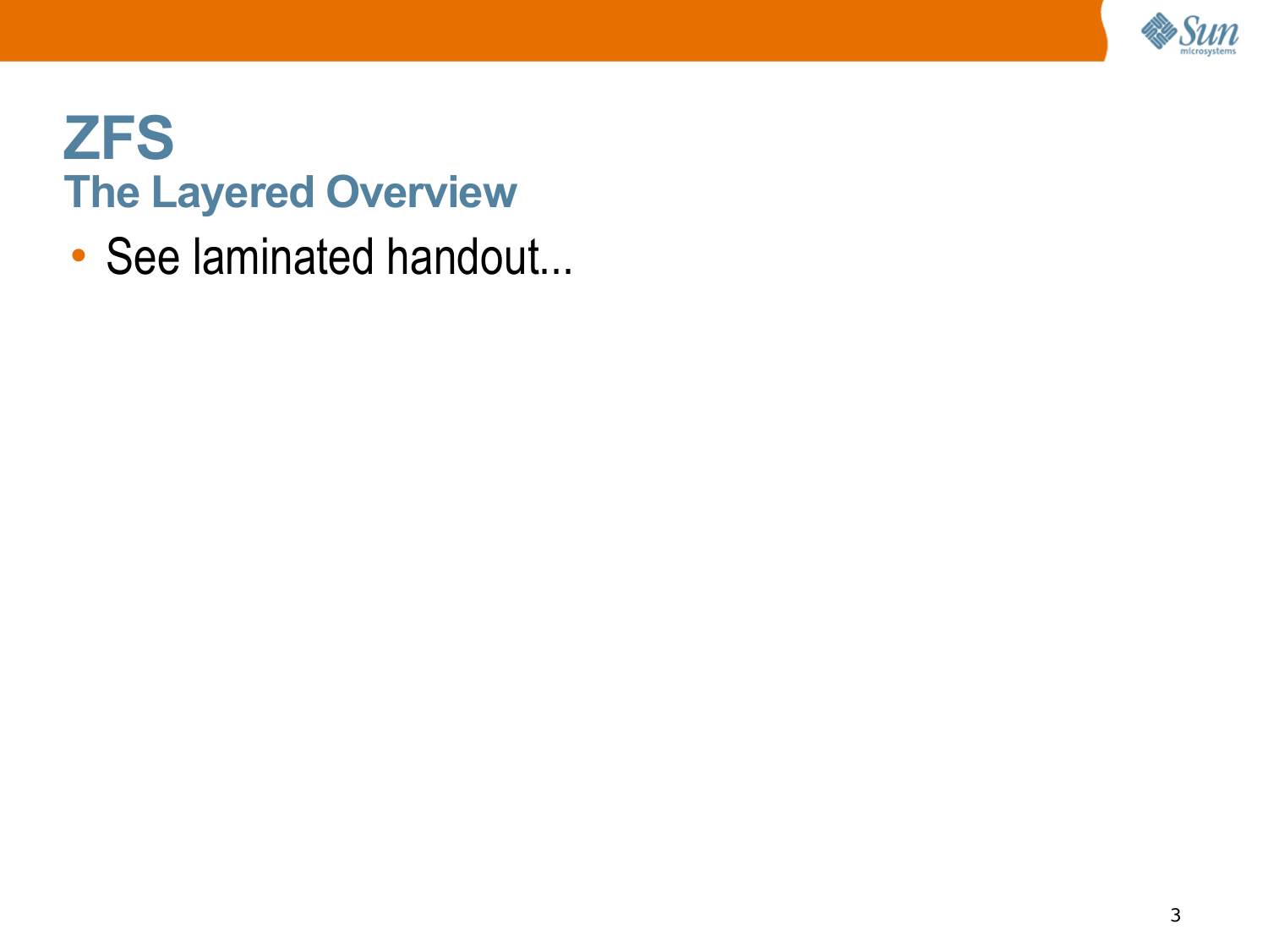# ZFS

## The Layered Overview

- See laminated handout...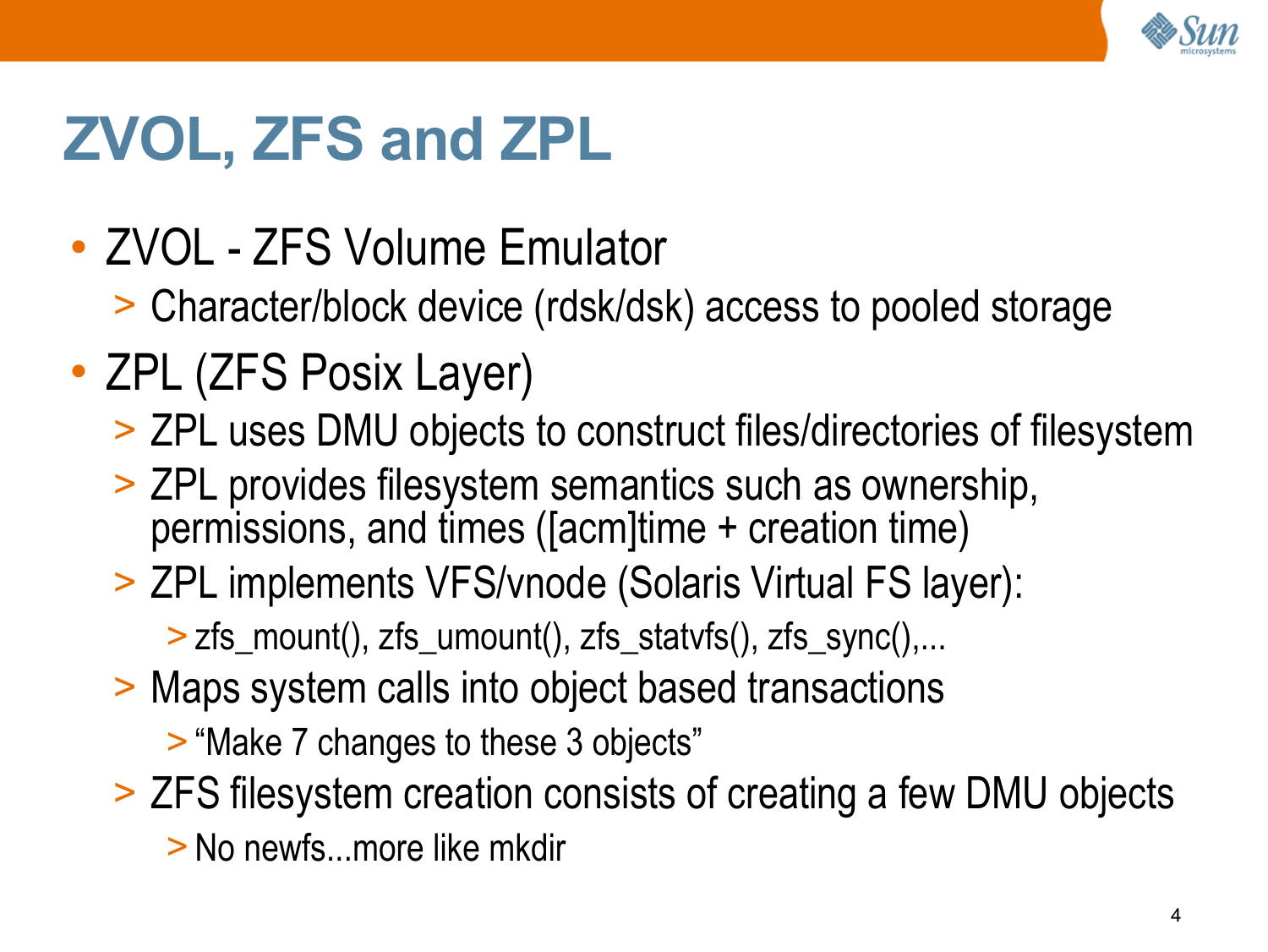# ZVOL, ZFS and ZPL

- ZVOL - ZFS Volume Emulator
  - Character/block device (rdsk/dsk) access to pooled storage
- ZPL (ZFS Posix Layer)
  - ZPL uses DMU objects to construct files/directories of filesystem
  - ZPL provides filesystem semantics such as ownership, permissions, and times ([acm]time + creation time)
  - ZPL implements VFS/vnode (Solaris Virtual FS layer):
    - zfs_mount(), zfs_umount(), zfs_statvfs(), zfs_sync(),...
  - Maps system calls into object based transactions
    - “Make 7 changes to these 3 objects”
  - ZFS filesystem creation consists of creating a few DMU objects
    - No newfs...more like mkdir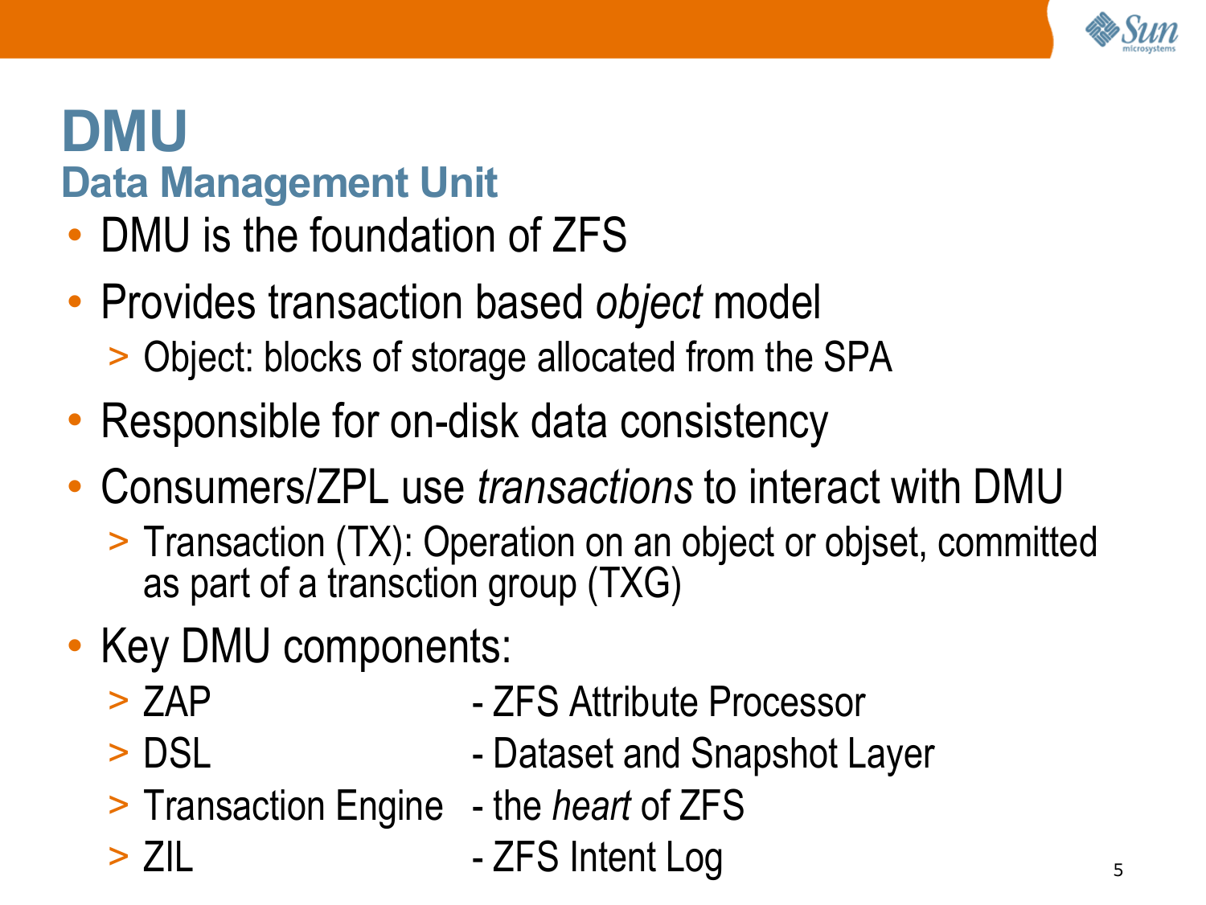# DMU

## Data Management Unit

- DMU is the foundation of ZFS
- Provides transaction based *object* model
  - Object: blocks of storage allocated from the SPA
- Responsible for on-disk data consistency
- Consumers/ZPL use *transactions* to interact with DMU
  - Transaction (TX): Operation on an object or objset, committed as part of a transction group (TXG)
- Key DMU components:
  - ZAP - ZFS Attribute Processor
  - DSL - Dataset and Snapshot Layer
  - Transaction Engine - the *heart* of ZFS
  - ZIL - ZFS Intent Log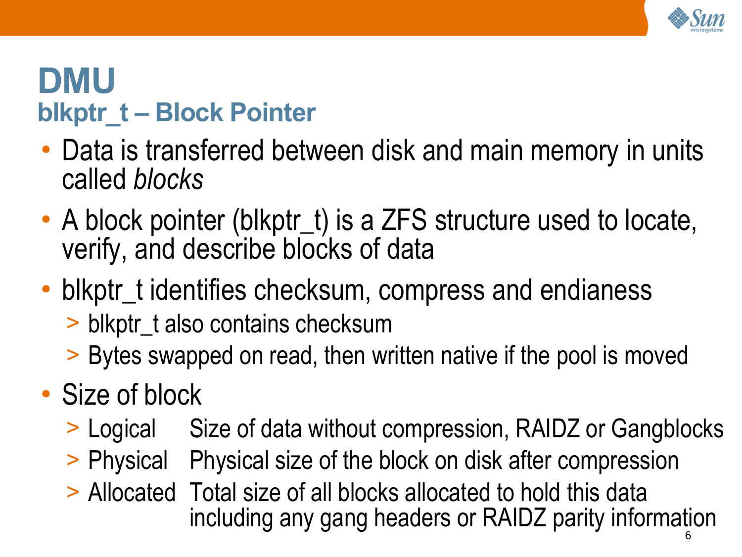# DMU

## blkptr_t – Block Pointer

- Data is transferred between disk and main memory in units called *blocks*
- A block pointer (blkptr_t) is a ZFS structure used to locate, verify, and describe blocks of data
- blkptr_t identifies checksum, compress and endianess
  - blkptr_t also contains checksum
  - Bytes swapped on read, then written native if the pool is moved
- Size of block
  - Logical — Size of data without compression, RAIDZ or Gangblocks
  - Physical — Physical size of the block on disk after compression
  - Allocated — Total size of all blocks allocated to hold this data including any gang headers or RAIDZ parity information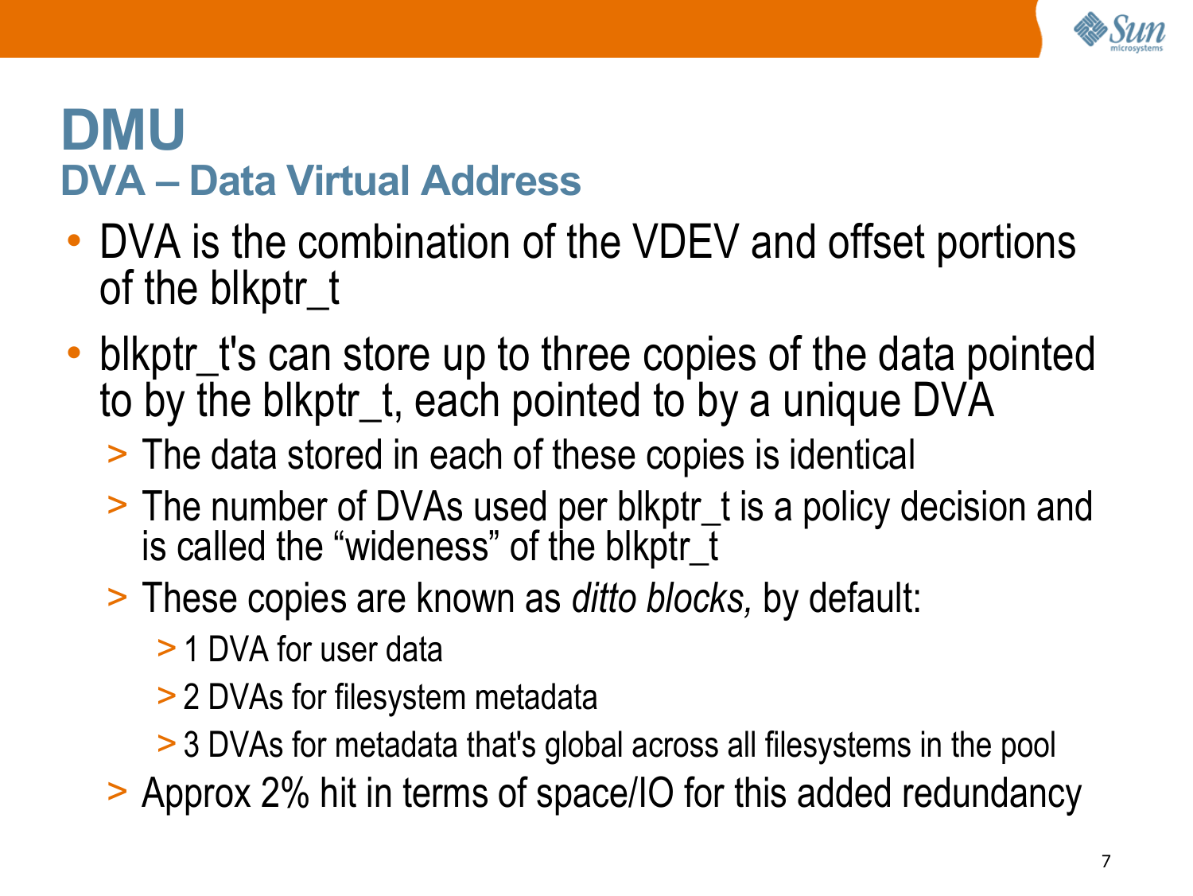# DMU

## DVA – Data Virtual Address

- DVA is the combination of the VDEV and offset portions of the blkptr_t
- blkptr_t's can store up to three copies of the data pointed to by the blkptr_t, each pointed to by a unique DVA
  - The data stored in each of these copies is identical
  - The number of DVAs used per blkptr_t is a policy decision and is called the “wideness” of the blkptr_t
  - These copies are known as *ditto blocks,* by default:
    - 1 DVA for user data
    - 2 DVAs for filesystem metadata
    - 3 DVAs for metadata that's global across all filesystems in the pool
  - Approx 2% hit in terms of space/IO for this added redundancy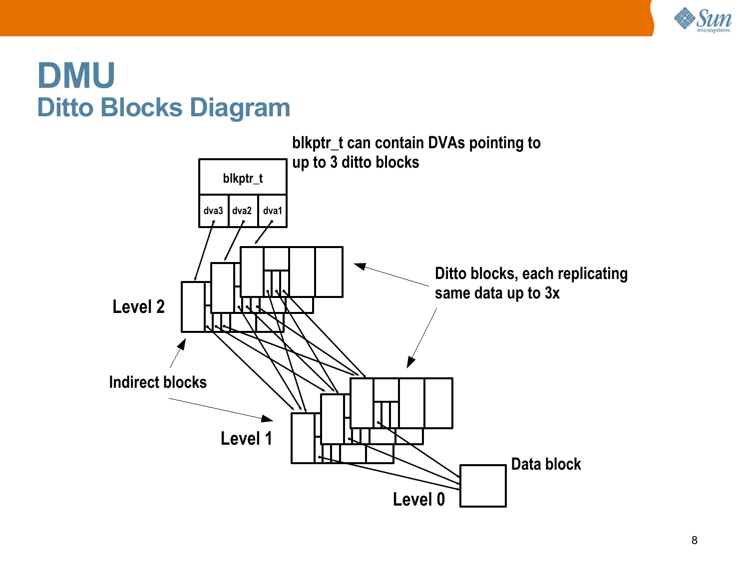# DMU

## Ditto Blocks Diagram

blkptr_t can contain DVAs pointing to up to 3 ditto blocks

blkptr_t

dva3 | dva2 | dva1

Ditto blocks, each replicating same data up to 3x

Level 2

Indirect blocks

Level 1

Data block

Level 0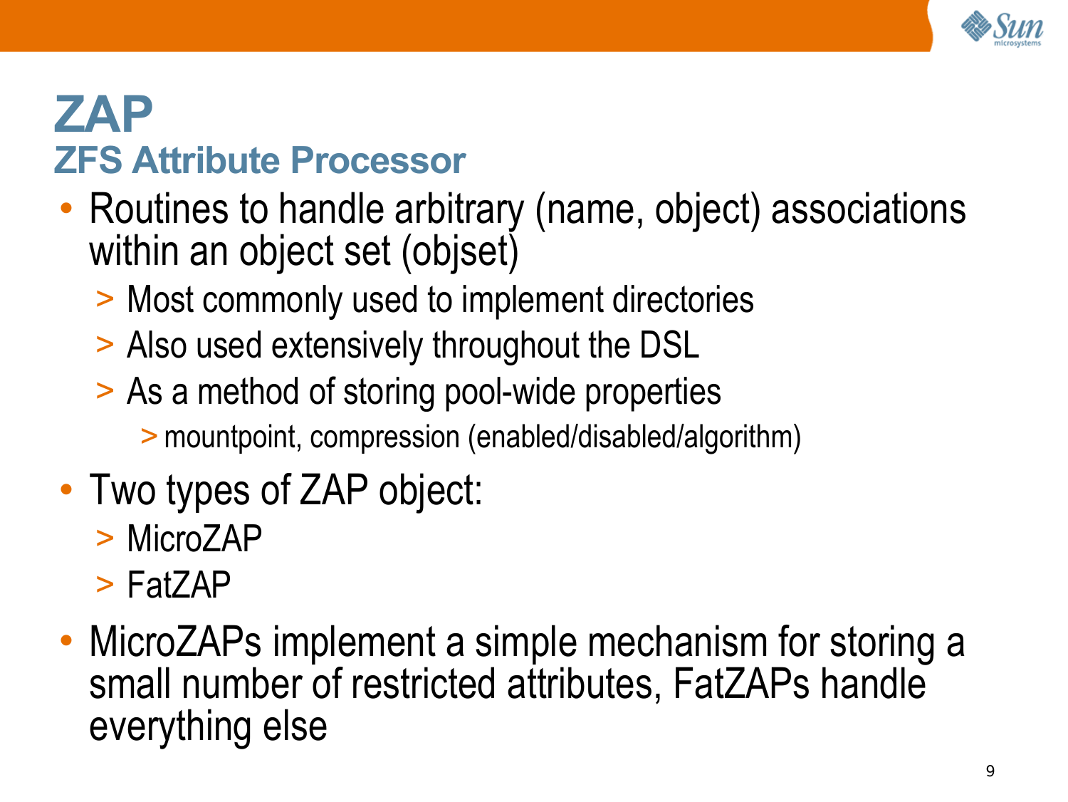# ZAP

## ZFS Attribute Processor

- Routines to handle arbitrary (name, object) associations within an object set (objset)
  - Most commonly used to implement directories
  - Also used extensively throughout the DSL
  - As a method of storing pool-wide properties
    - mountpoint, compression (enabled/disabled/algorithm)
- Two types of ZAP object:
  - MicroZAP
  - FatZAP
- MicroZAPs implement a simple mechanism for storing a small number of restricted attributes, FatZAPs handle everything else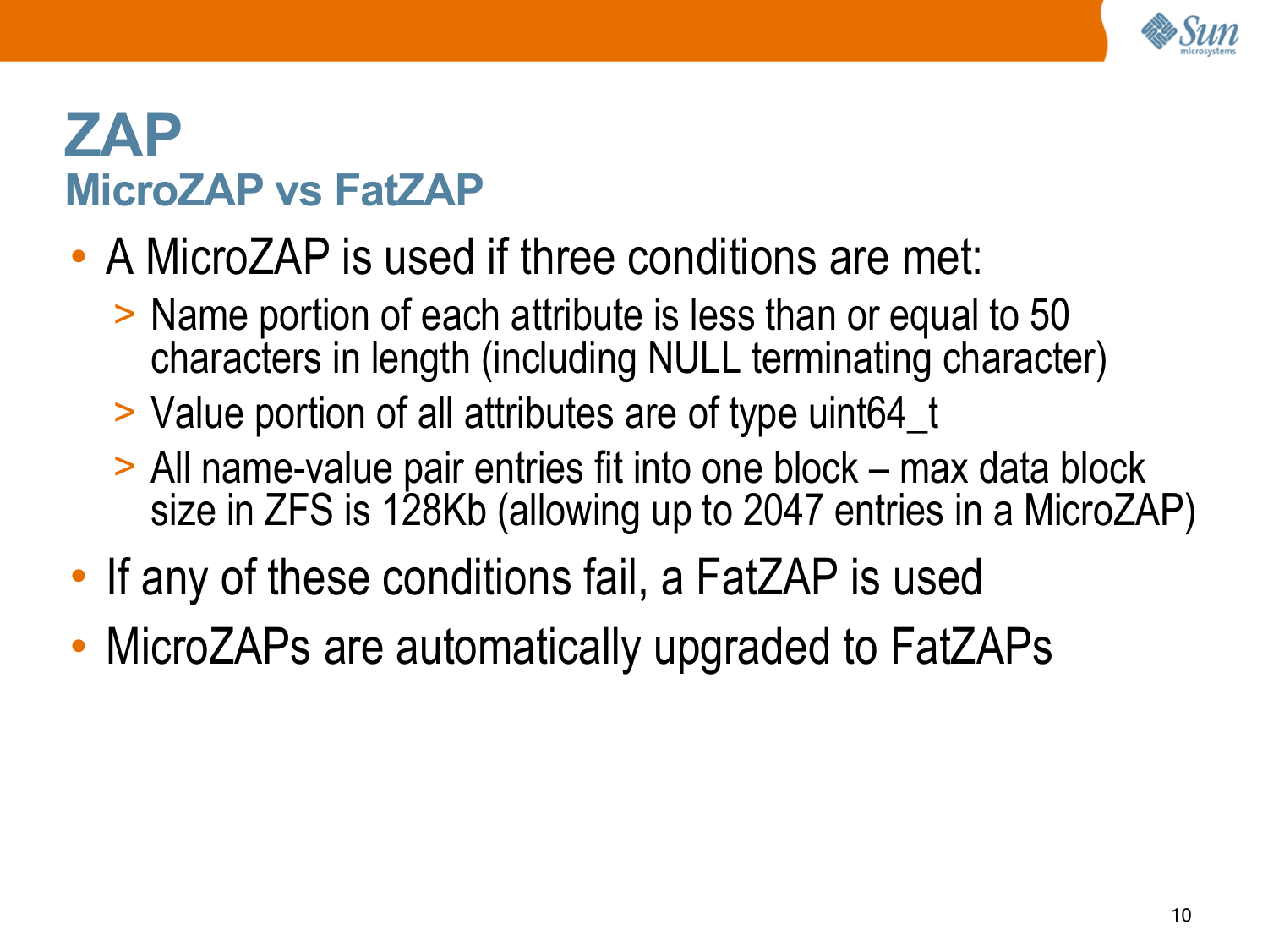# ZAP

## MicroZAP vs FatZAP

- A MicroZAP is used if three conditions are met:
  - Name portion of each attribute is less than or equal to 50 characters in length (including NULL terminating character)
  - Value portion of all attributes are of type uint64_t
  - All name-value pair entries fit into one block – max data block size in ZFS is 128Kb (allowing up to 2047 entries in a MicroZAP)
- If any of these conditions fail, a FatZAP is used
- MicroZAPs are automatically upgraded to FatZAPs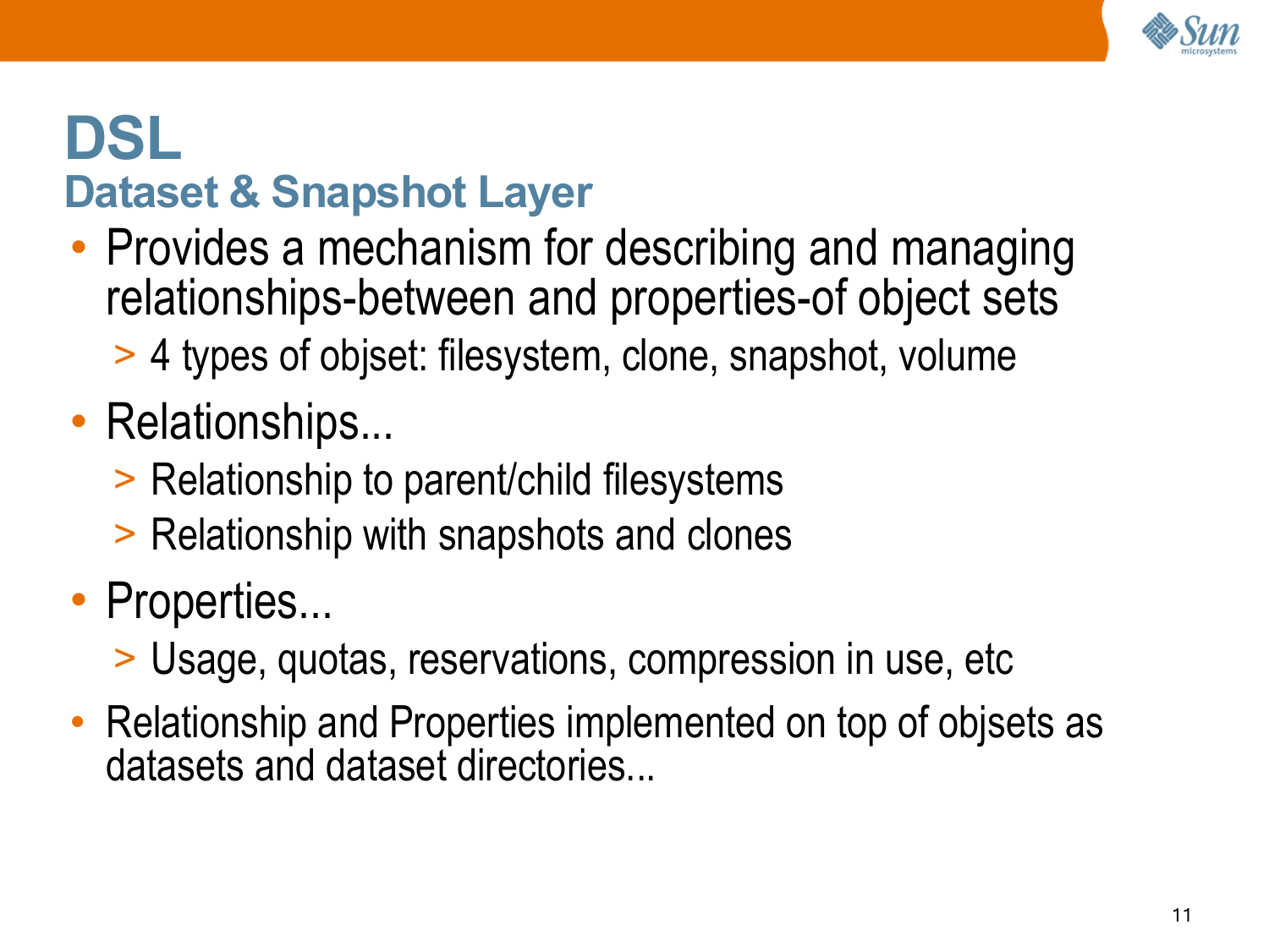# DSL

## Dataset & Snapshot Layer

- Provides a mechanism for describing and managing relationships-between and properties-of object sets
  - 4 types of objset: filesystem, clone, snapshot, volume
- Relationships...
  - Relationship to parent/child filesystems
  - Relationship with snapshots and clones
- Properties...
  - Usage, quotas, reservations, compression in use, etc
- Relationship and Properties implemented on top of objsets as datasets and dataset directories...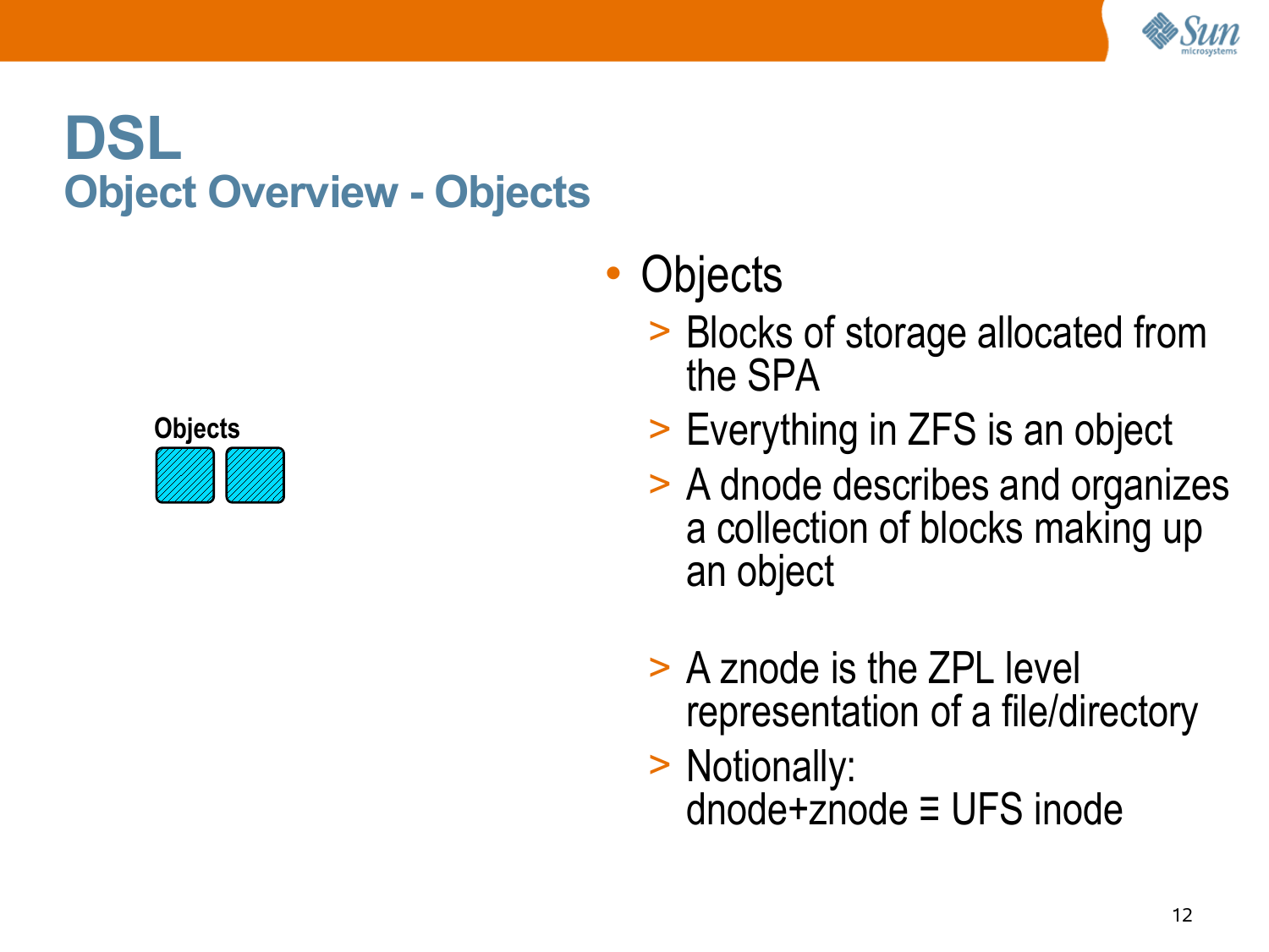# DSL

## Object Overview - Objects

Objects

- Objects
  - Blocks of storage allocated from the SPA
  - Everything in ZFS is an object
  - A dnode describes and organizes a collection of blocks making up an object
  - A znode is the ZPL level representation of a file/directory
  - Notionally: dnode+znode ≡ UFS inode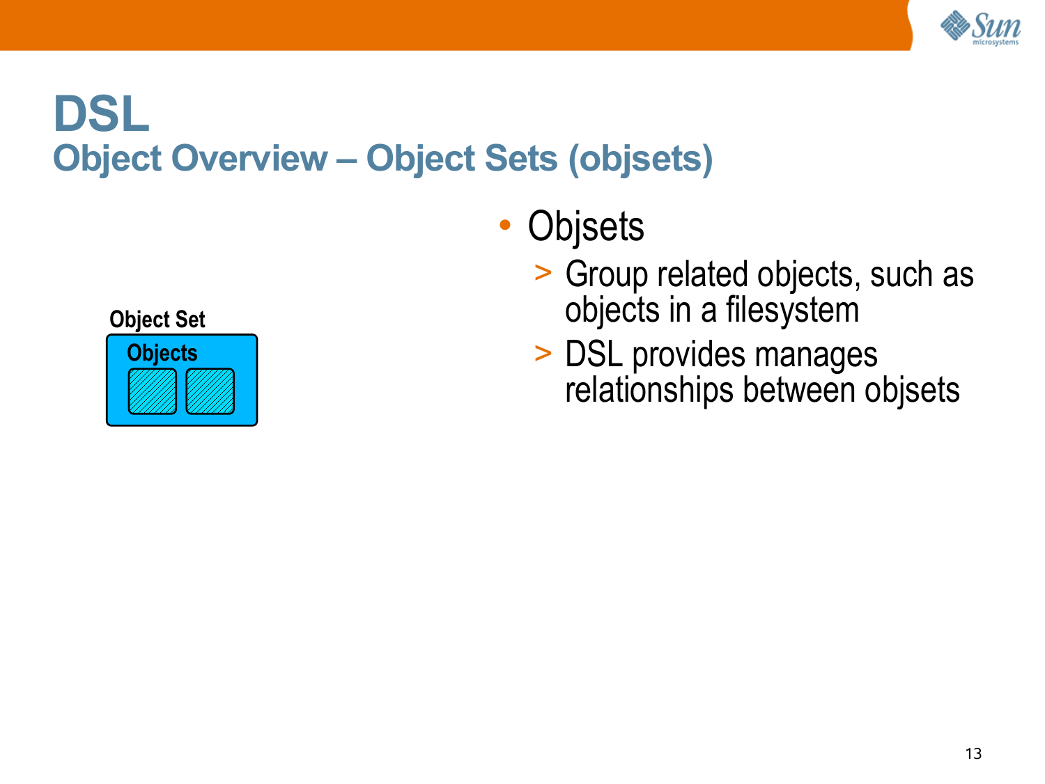# DSL

## Object Overview – Object Sets (objsets)

Object Set

Objects

- Objsets
  - Group related objects, such as objects in a filesystem
  - DSL provides manages relationships between objsets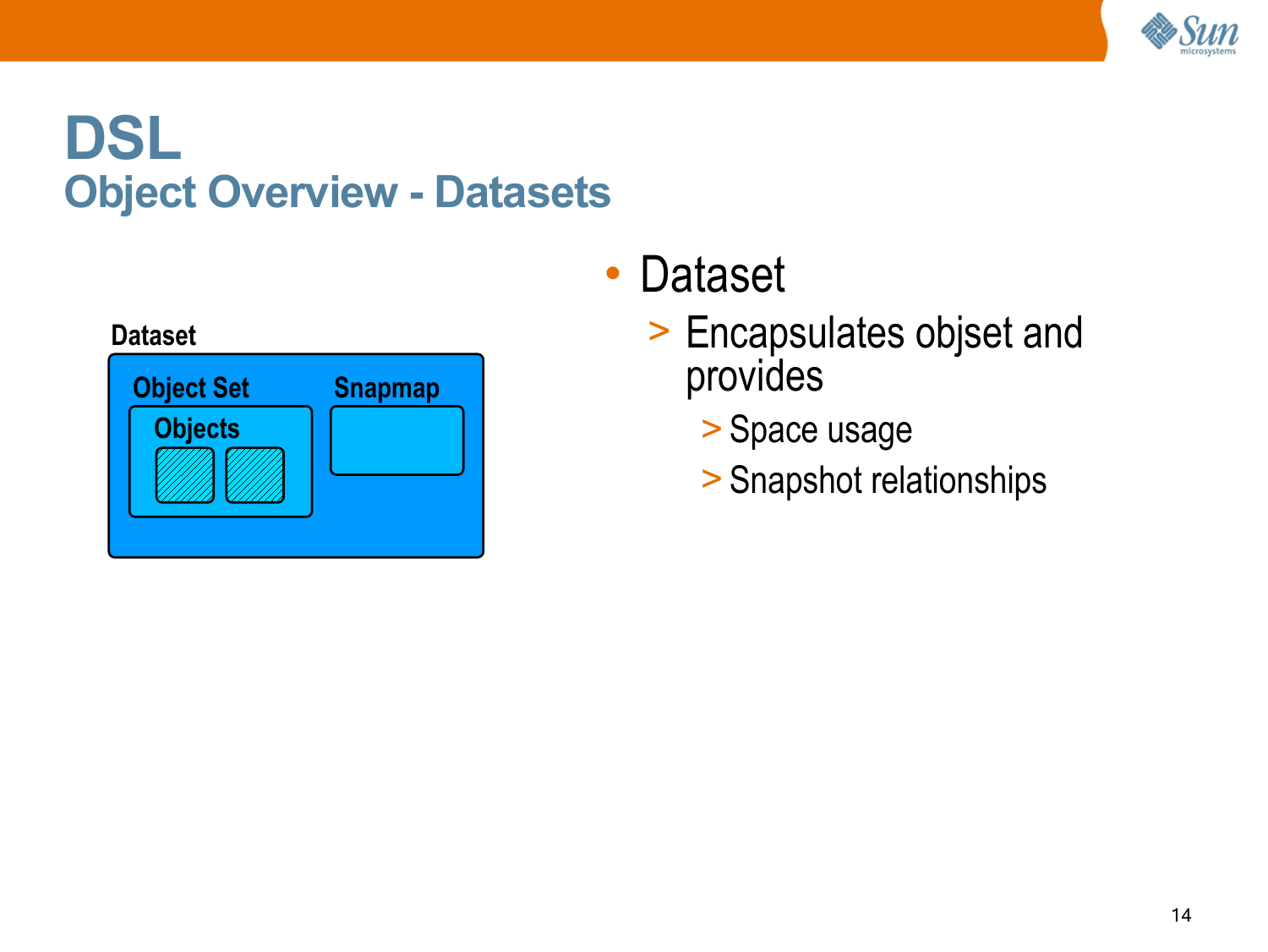# DSL
## Object Overview - Datasets

Dataset

Object Set

Objects

Snapmap

- Dataset
  - Encapsulates objset and provides
    - Space usage
    - Snapshot relationships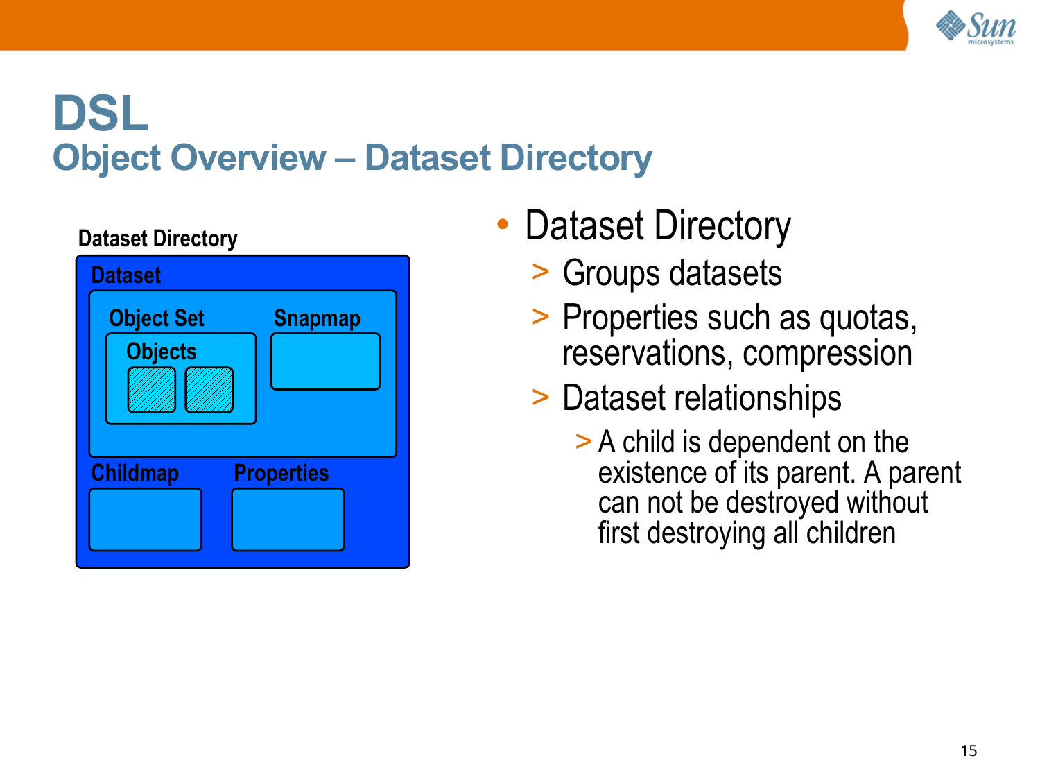# DSL

## Object Overview – Dataset Directory

Dataset Directory

Dataset

Object Set

Objects

Snapmap

Childmap

Properties

- Dataset Directory
  - Groups datasets
  - Properties such as quotas, reservations, compression
  - Dataset relationships
    - A child is dependent on the existence of its parent. A parent can not be destroyed without first destroying all children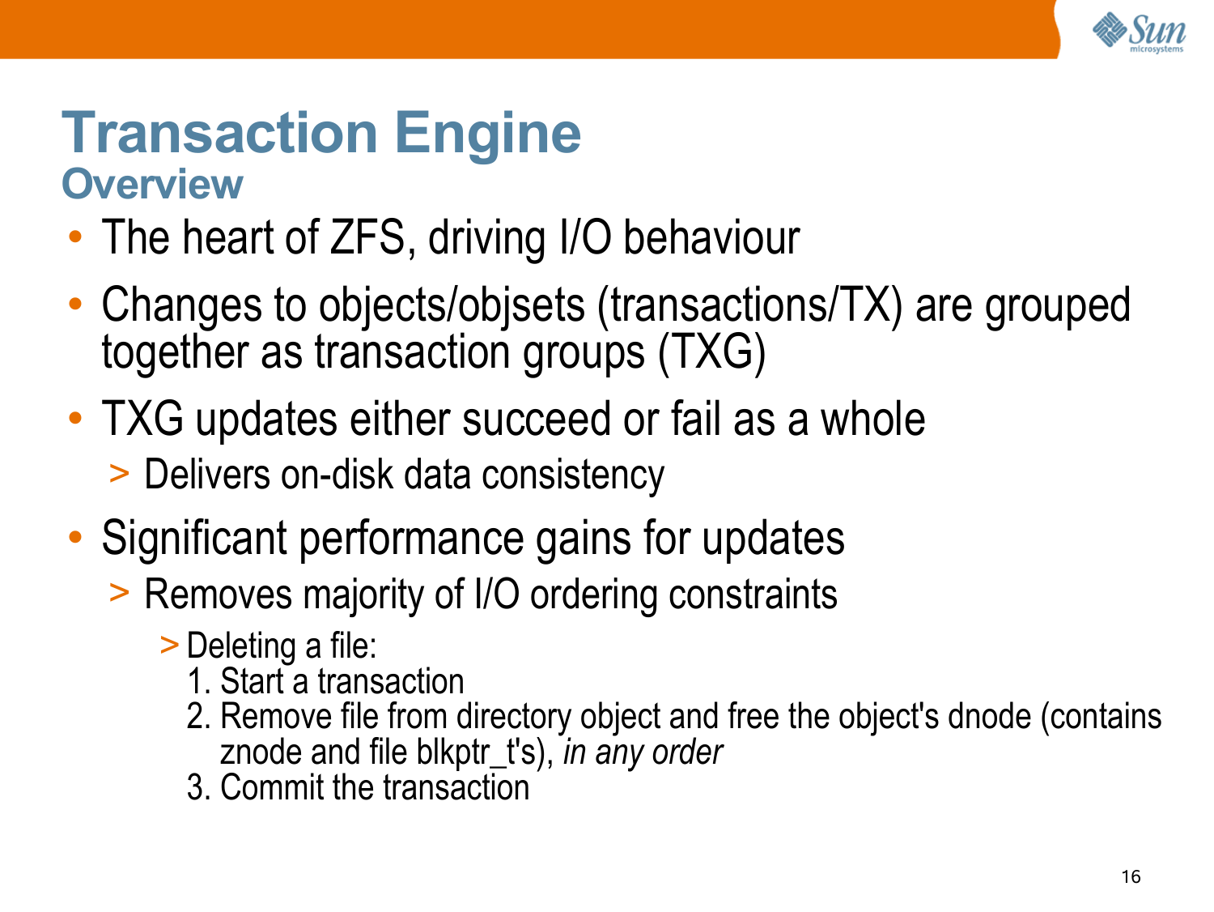# Transaction Engine

## Overview

- The heart of ZFS, driving I/O behaviour
- Changes to objects/objsets (transactions/TX) are grouped together as transaction groups (TXG)
- TXG updates either succeed or fail as a whole
  - Delivers on-disk data consistency
- Significant performance gains for updates
  - Removes majority of I/O ordering constraints
    - Deleting a file:
      1. Start a transaction
      2. Remove file from directory object and free the object's dnode (contains znode and file blkptr_t's), *in any order*
      3. Commit the transaction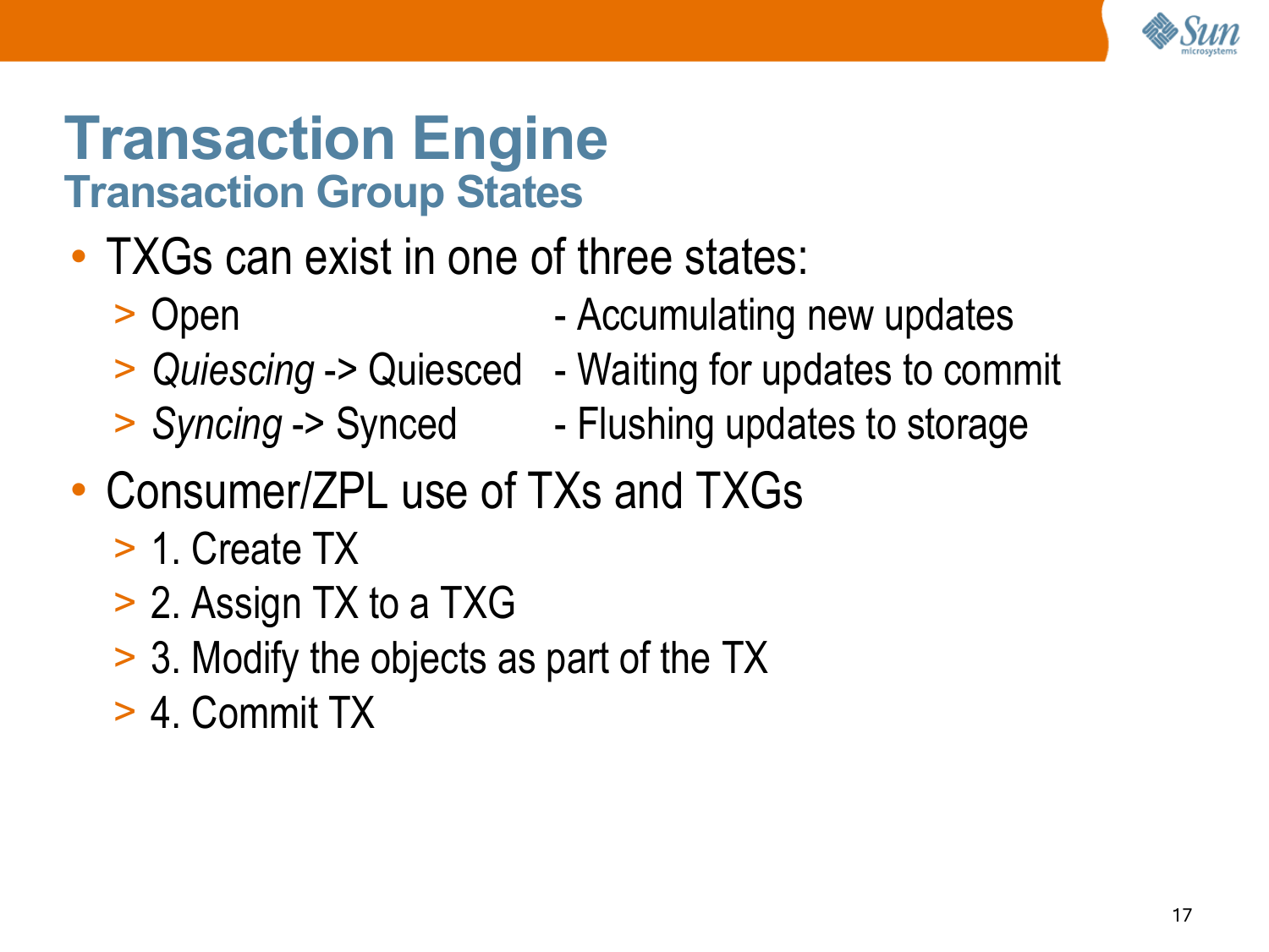# Transaction Engine

## Transaction Group States

- TXGs can exist in one of three states:
  - Open - Accumulating new updates
  - *Quiescing* -> Quiesced - Waiting for updates to commit
  - *Syncing* -> Synced - Flushing updates to storage
- Consumer/ZPL use of TXs and TXGs
  - 1. Create TX
  - 2. Assign TX to a TXG
  - 3. Modify the objects as part of the TX
  - 4. Commit TX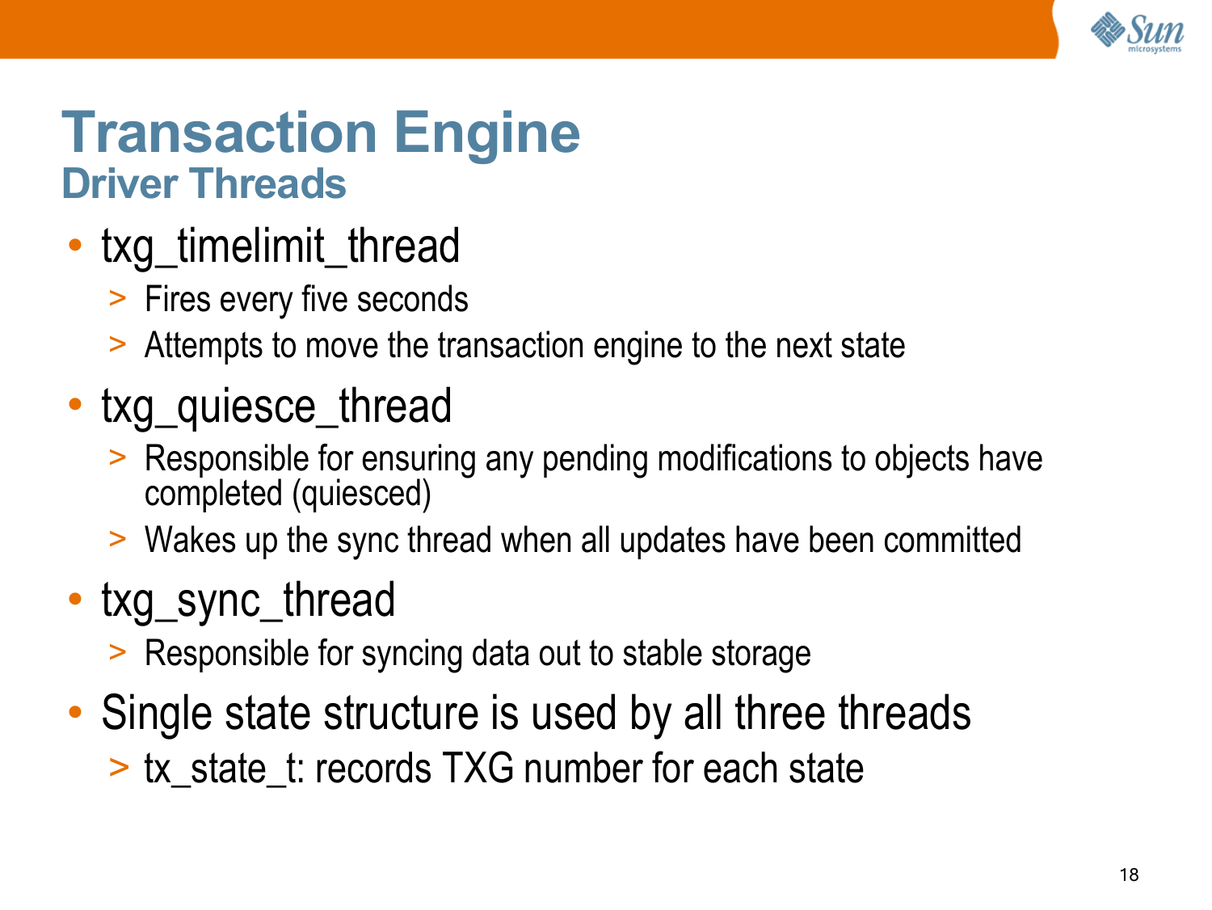# Transaction Engine

## Driver Threads

- txg_timelimit_thread
  - Fires every five seconds
  - Attempts to move the transaction engine to the next state
- txg_quiesce_thread
  - Responsible for ensuring any pending modifications to objects have completed (quiesced)
  - Wakes up the sync thread when all updates have been committed
- txg_sync_thread
  - Responsible for syncing data out to stable storage
- Single state structure is used by all three threads
  - tx_state_t: records TXG number for each state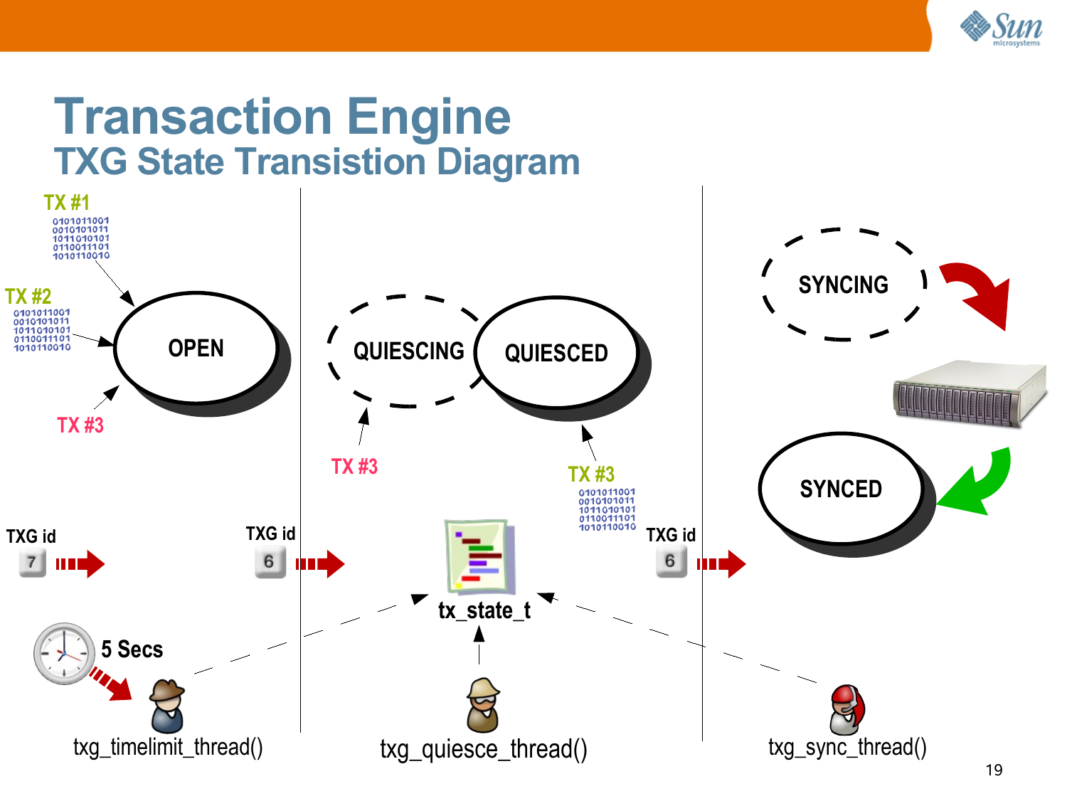# Transaction Engine

## TXG State Transistion Diagram

TX #1

0101011001
0010101011
1011010101
0110011101
1010110010

TX #2

0101011001
0010101011
1011010101
0110011101
1010110010

OPEN

TX #3

QUIESCING

QUIESCED

TX #3

TX #3

0101011001
0010101011
1011010101
0110011101
1010110010

SYNCING

SYNCED

TXG id 7

TXG id 6

TXG id 6

tx_state_t

5 Secs

txg_timelimit_thread()

txg_quiesce_thread()

txg_sync_thread()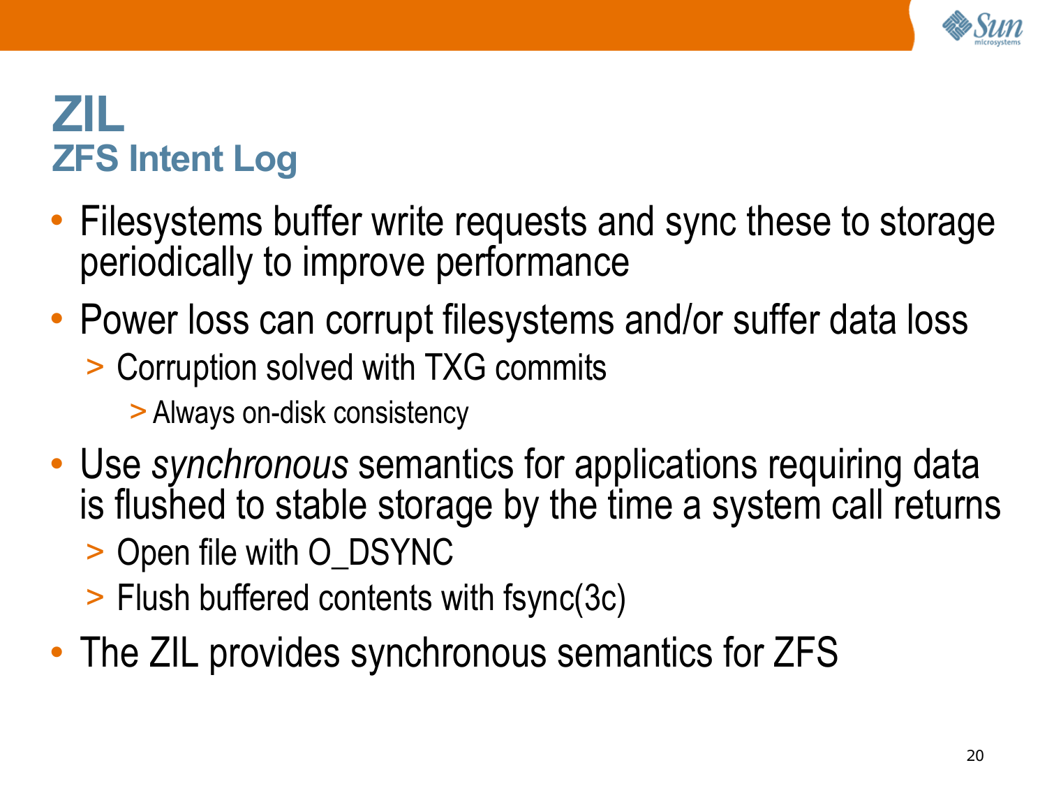# ZIL

## ZFS Intent Log

- Filesystems buffer write requests and sync these to storage periodically to improve performance
- Power loss can corrupt filesystems and/or suffer data loss
  - Corruption solved with TXG commits
    - Always on-disk consistency
- Use *synchronous* semantics for applications requiring data is flushed to stable storage by the time a system call returns
  - Open file with O_DSYNC
  - Flush buffered contents with fsync(3c)
- The ZIL provides synchronous semantics for ZFS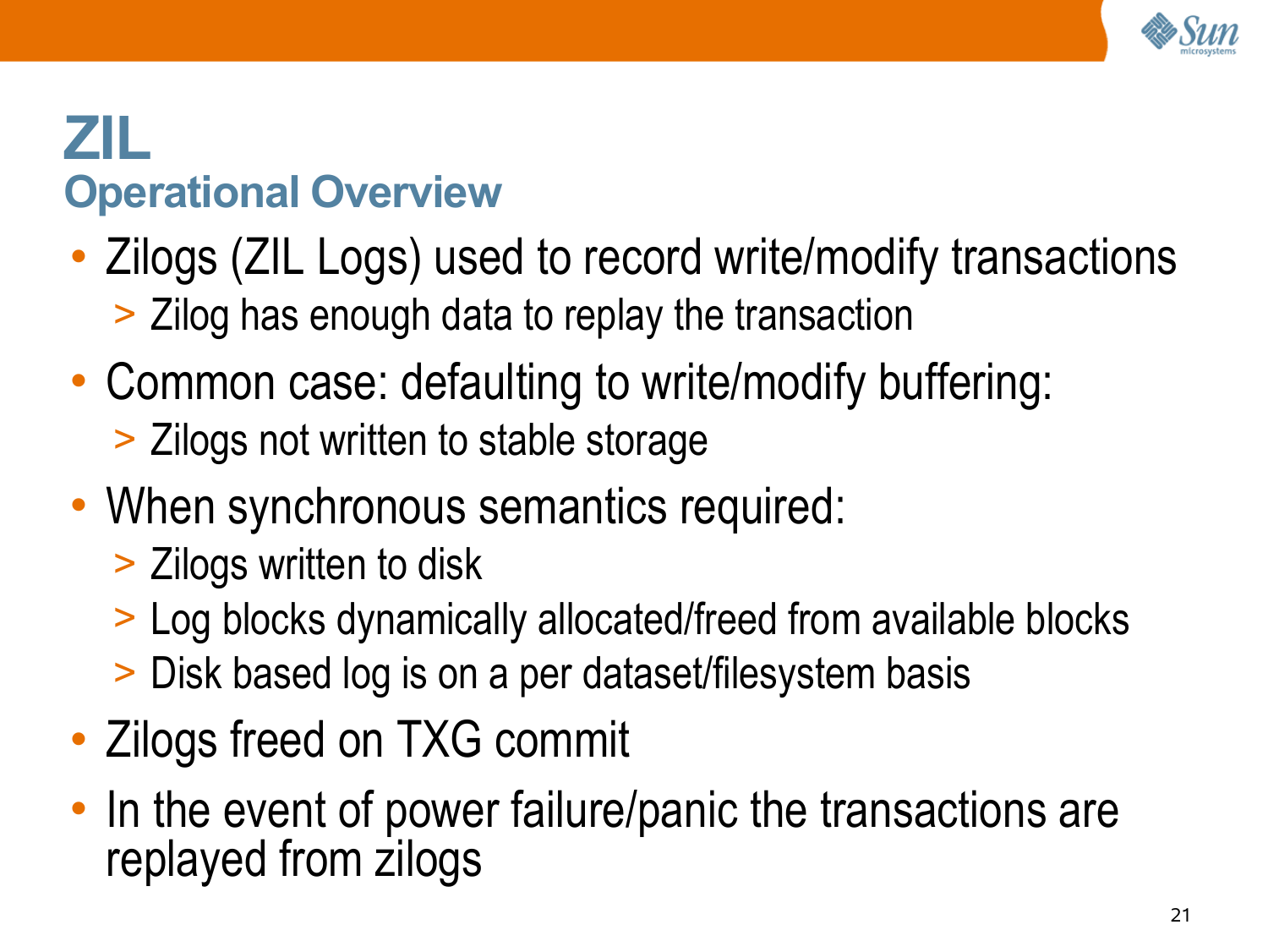# ZIL

## Operational Overview

- Zilogs (ZIL Logs) used to record write/modify transactions
  - Zilog has enough data to replay the transaction
- Common case: defaulting to write/modify buffering:
  - Zilogs not written to stable storage
- When synchronous semantics required:
  - Zilogs written to disk
  - Log blocks dynamically allocated/freed from available blocks
  - Disk based log is on a per dataset/filesystem basis
- Zilogs freed on TXG commit
- In the event of power failure/panic the transactions are replayed from zilogs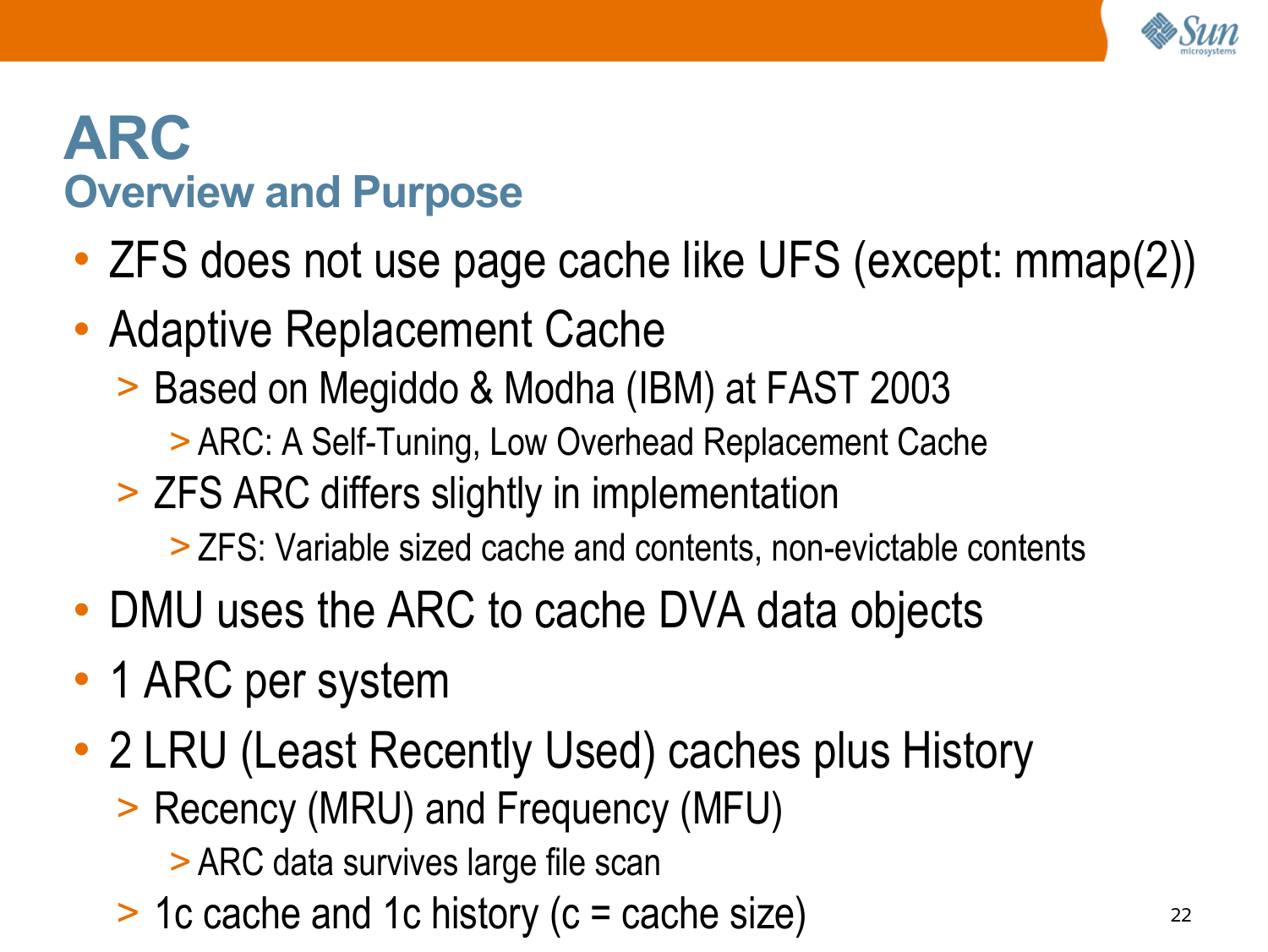# ARC

## Overview and Purpose

- ZFS does not use page cache like UFS (except: mmap(2))
- Adaptive Replacement Cache
  - Based on Megiddo & Modha (IBM) at FAST 2003
    - ARC: A Self-Tuning, Low Overhead Replacement Cache
  - ZFS ARC differs slightly in implementation
    - ZFS: Variable sized cache and contents, non-evictable contents
- DMU uses the ARC to cache DVA data objects
- 1 ARC per system
- 2 LRU (Least Recently Used) caches plus History
  - Recency (MRU) and Frequency (MFU)
    - ARC data survives large file scan
  - 1c cache and 1c history (c = cache size)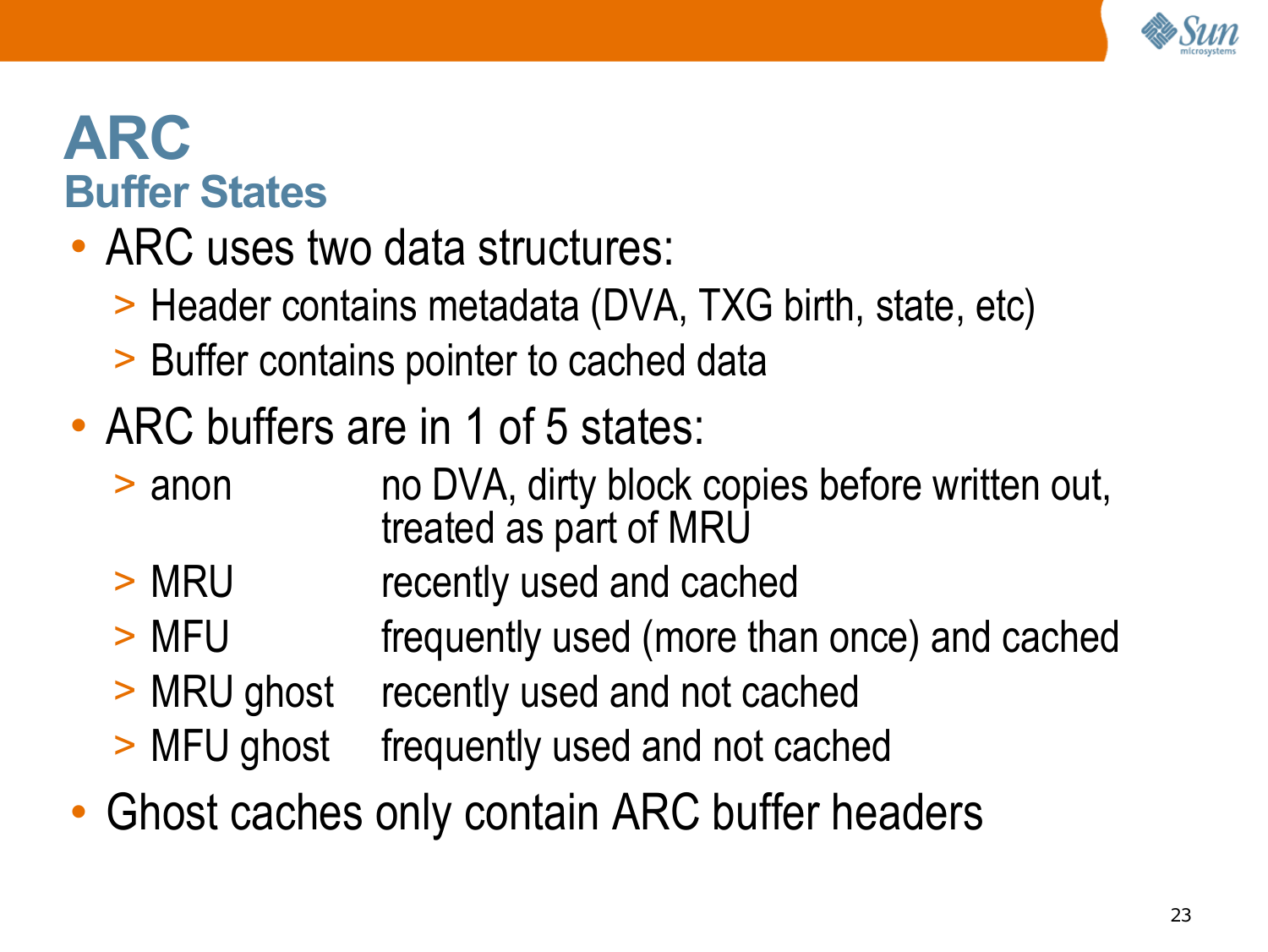# ARC

## Buffer States

- ARC uses two data structures:
  - Header contains metadata (DVA, TXG birth, state, etc)
  - Buffer contains pointer to cached data
- ARC buffers are in 1 of 5 states:
  - anon — no DVA, dirty block copies before written out, treated as part of MRU
  - MRU — recently used and cached
  - MFU — frequently used (more than once) and cached
  - MRU ghost — recently used and not cached
  - MFU ghost — frequently used and not cached
- Ghost caches only contain ARC buffer headers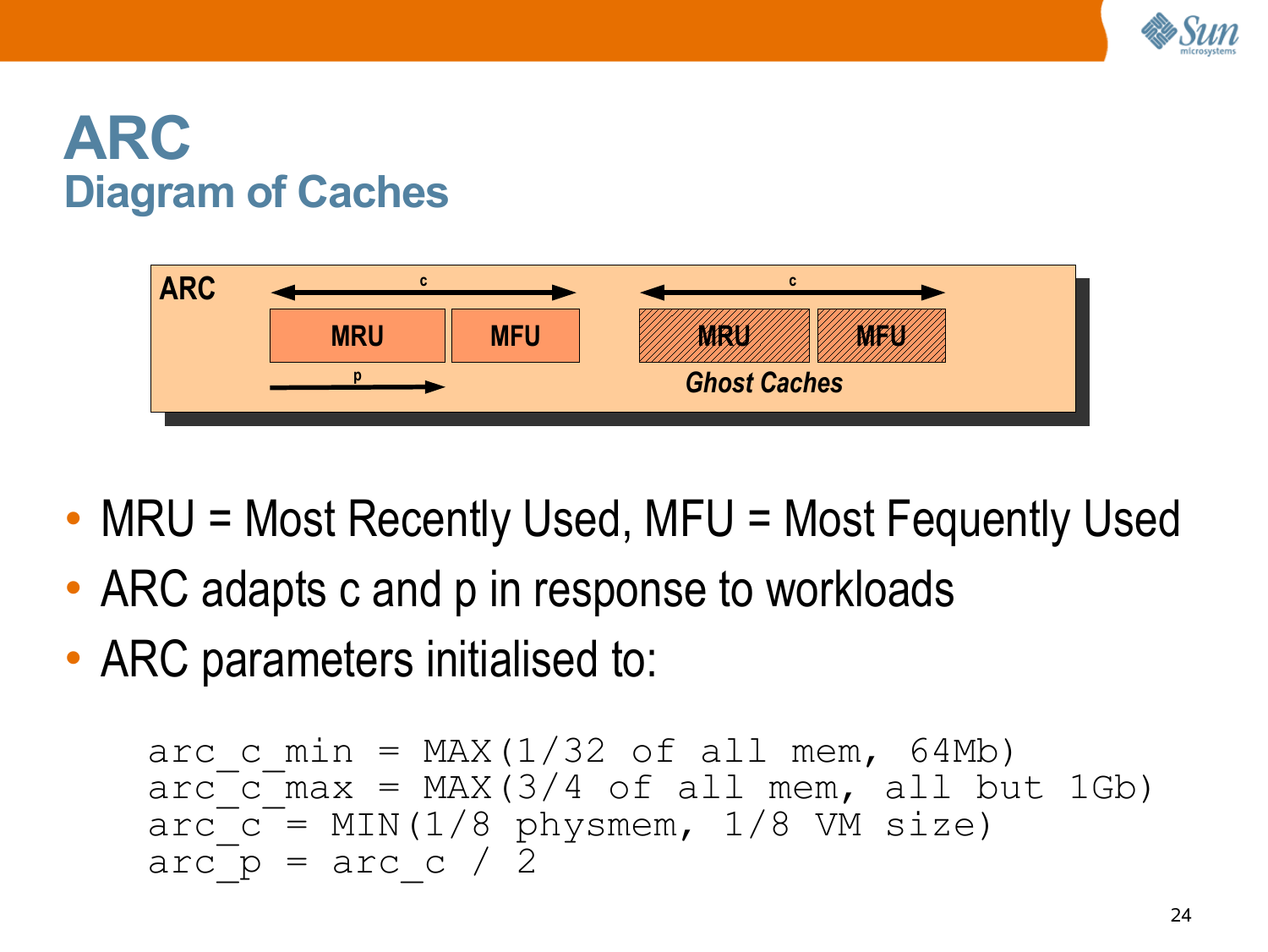# ARC

## Diagram of Caches

ARC

c c

MRU MFU MRU MFU

p

*Ghost Caches*

- MRU = Most Recently Used, MFU = Most Fequently Used
- ARC adapts c and p in response to workloads
- ARC parameters initialised to:

```
arc_c_min = MAX(1/32 of all mem, 64Mb)
arc_c_max = MAX(3/4 of all mem, all but 1Gb)
arc_c = MIN(1/8 physmem, 1/8 VM size)
arc_p = arc_c / 2
```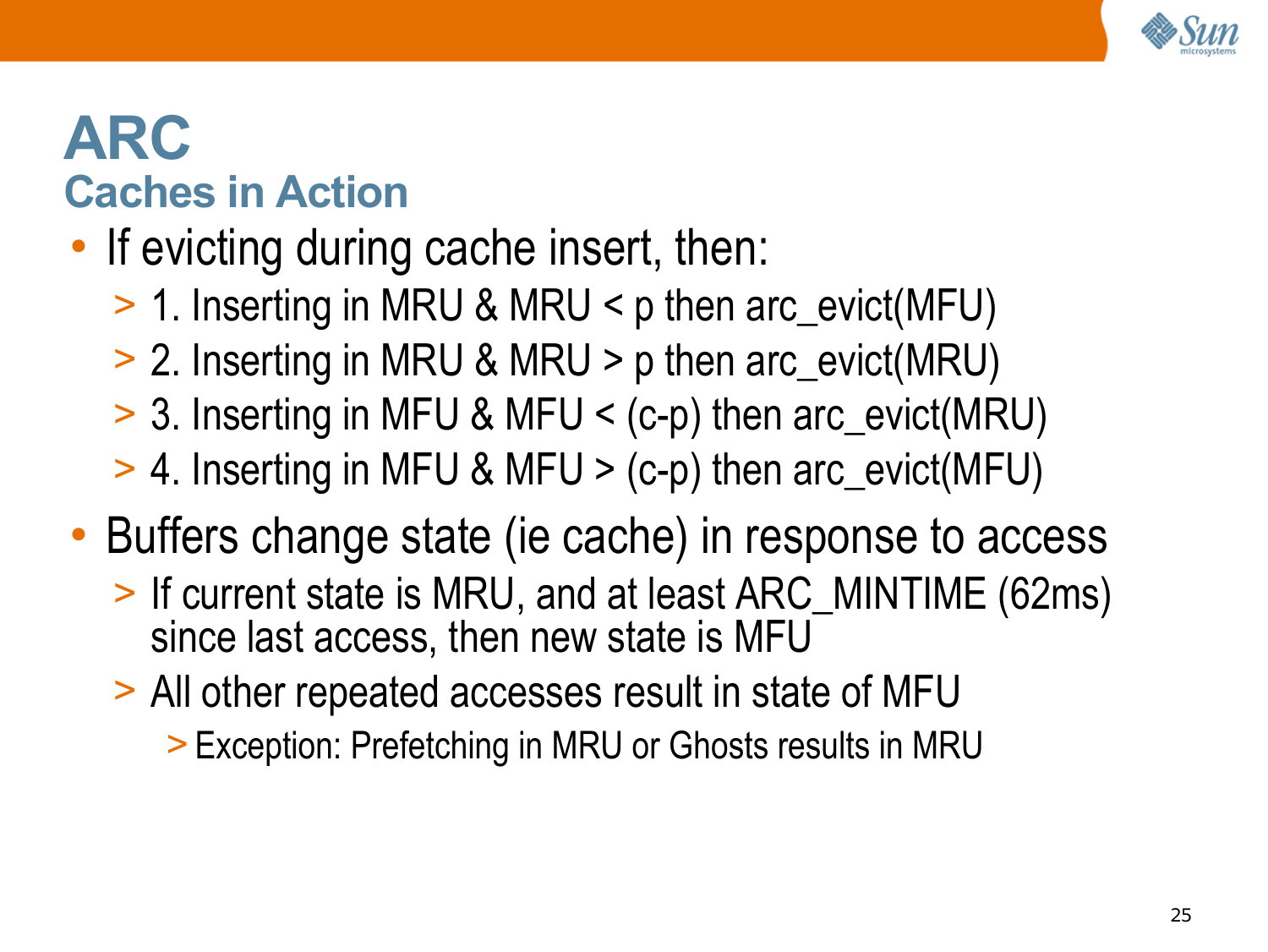# ARC

## Caches in Action

- If evicting during cache insert, then:
  - 1. Inserting in MRU & MRU < p then arc_evict(MFU)
  - 2. Inserting in MRU & MRU > p then arc_evict(MRU)
  - 3. Inserting in MFU & MFU < (c-p) then arc_evict(MRU)
  - 4. Inserting in MFU & MFU > (c-p) then arc_evict(MFU)
- Buffers change state (ie cache) in response to access
  - If current state is MRU, and at least ARC_MINTIME (62ms) since last access, then new state is MFU
  - All other repeated accesses result in state of MFU
    - Exception: Prefetching in MRU or Ghosts results in MRU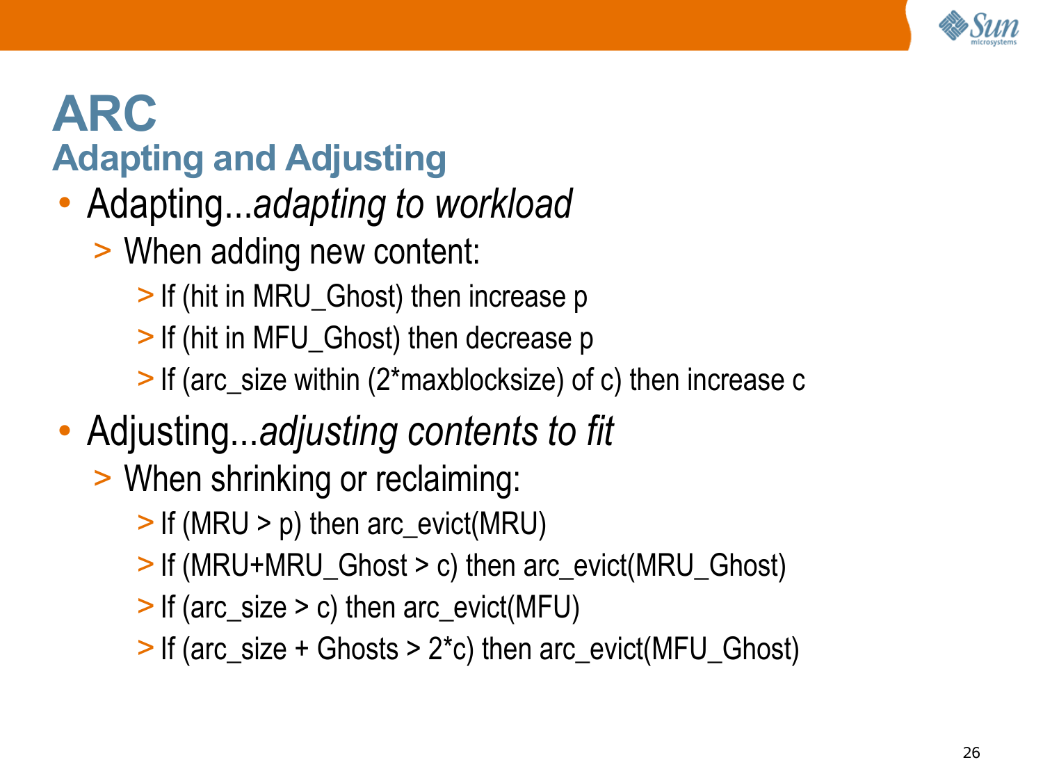# ARC

## Adapting and Adjusting

- Adapting...*adapting to workload*
  - When adding new content:
    - If (hit in MRU_Ghost) then increase p
    - If (hit in MFU_Ghost) then decrease p
    - If (arc_size within (2*maxblocksize) of c) then increase c
- Adjusting...*adjusting contents to fit*
  - When shrinking or reclaiming:
    - If (MRU > p) then arc_evict(MRU)
    - If (MRU+MRU_Ghost > c) then arc_evict(MRU_Ghost)
    - If (arc_size > c) then arc_evict(MFU)
    - If (arc_size + Ghosts > 2*c) then arc_evict(MFU_Ghost)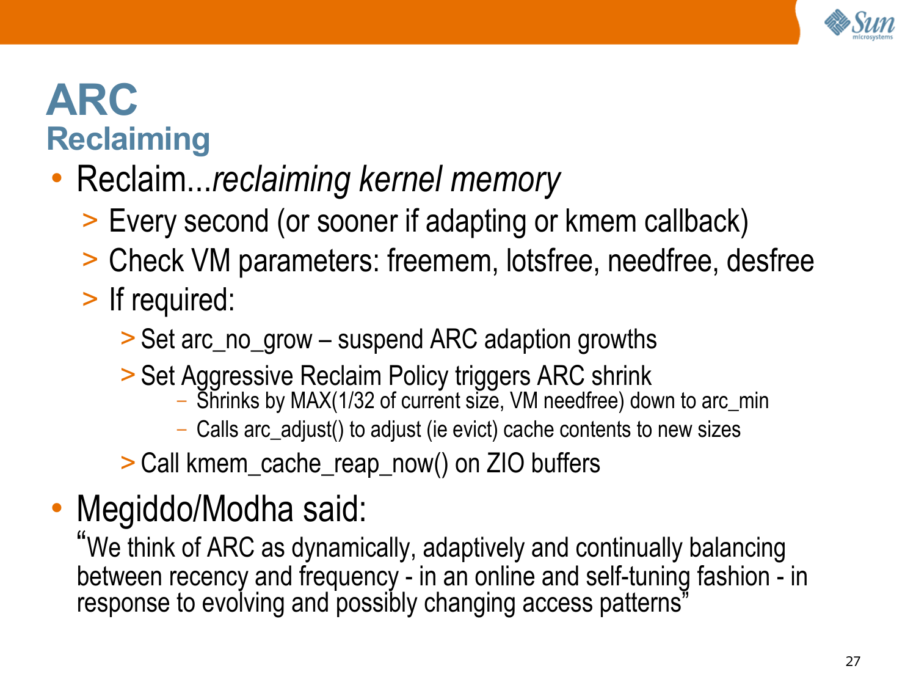# ARC
## Reclaiming

- Reclaim...*reclaiming kernel memory*
  - Every second (or sooner if adapting or kmem callback)
  - Check VM parameters: freemem, lotsfree, needfree, desfree
  - If required:
    - Set arc_no_grow – suspend ARC adaption growths
    - Set Aggressive Reclaim Policy triggers ARC shrink
      - Shrinks by MAX(1/32 of current size, VM needfree) down to arc_min
      - Calls arc_adjust() to adjust (ie evict) cache contents to new sizes
    - Call kmem_cache_reap_now() on ZIO buffers
- Megiddo/Modha said:
  "We think of ARC as dynamically, adaptively and continually balancing between recency and frequency - in an online and self-tuning fashion - in response to evolving and possibly changing access patterns"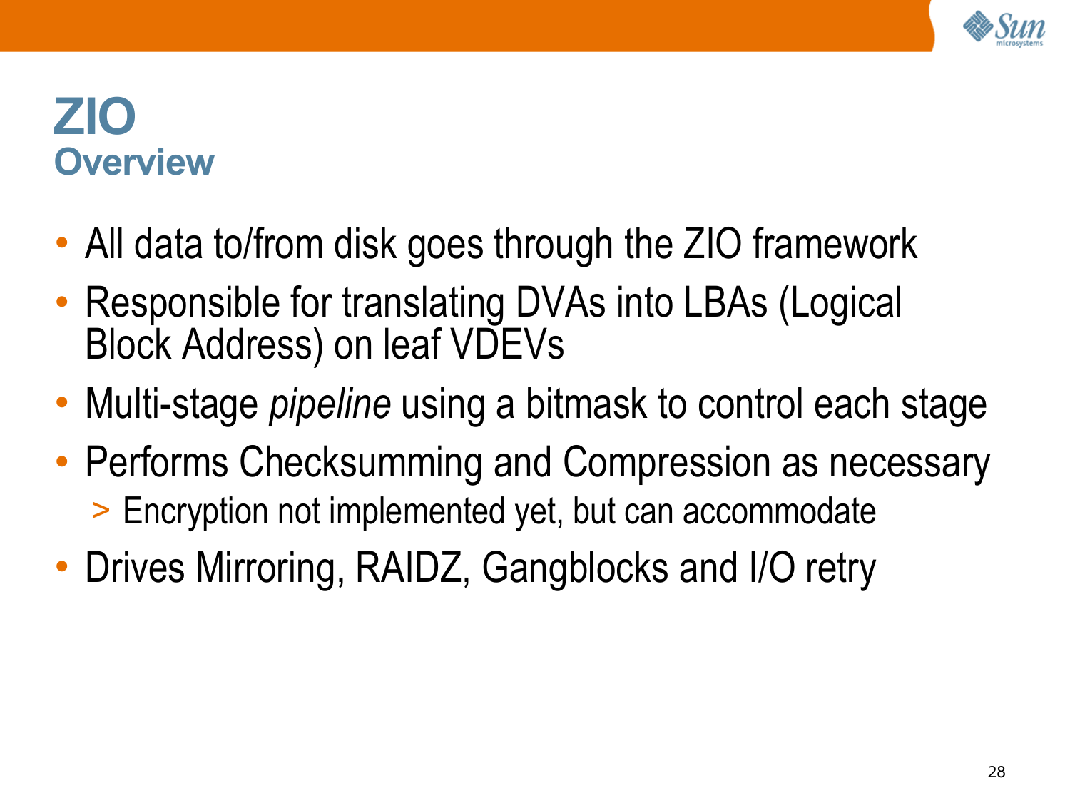# ZIO

## Overview

- All data to/from disk goes through the ZIO framework
- Responsible for translating DVAs into LBAs (Logical Block Address) on leaf VDEVs
- Multi-stage *pipeline* using a bitmask to control each stage
- Performs Checksumming and Compression as necessary
  - Encryption not implemented yet, but can accommodate
- Drives Mirroring, RAIDZ, Gangblocks and I/O retry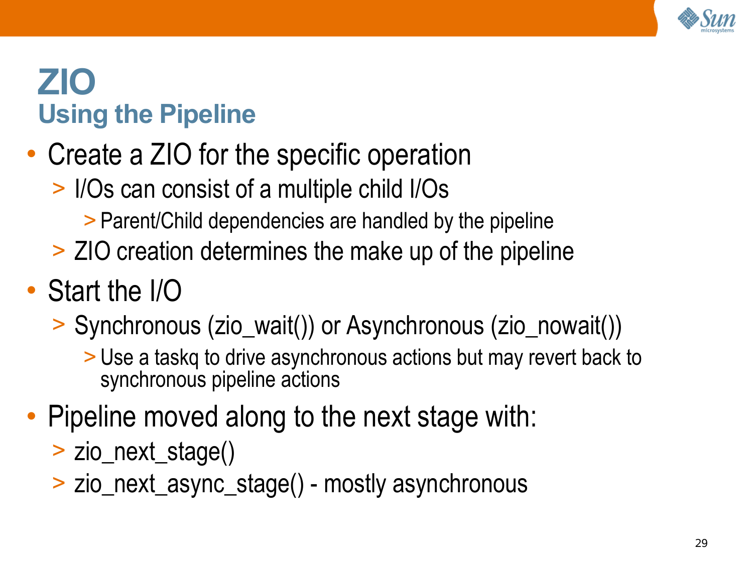# ZIO

## Using the Pipeline

- Create a ZIO for the specific operation
  - I/Os can consist of a multiple child I/Os
    - Parent/Child dependencies are handled by the pipeline
  - ZIO creation determines the make up of the pipeline
- Start the I/O
  - Synchronous (zio_wait()) or Asynchronous (zio_nowait())
    - Use a taskq to drive asynchronous actions but may revert back to synchronous pipeline actions
- Pipeline moved along to the next stage with:
  - zio_next_stage()
  - zio_next_async_stage() - mostly asynchronous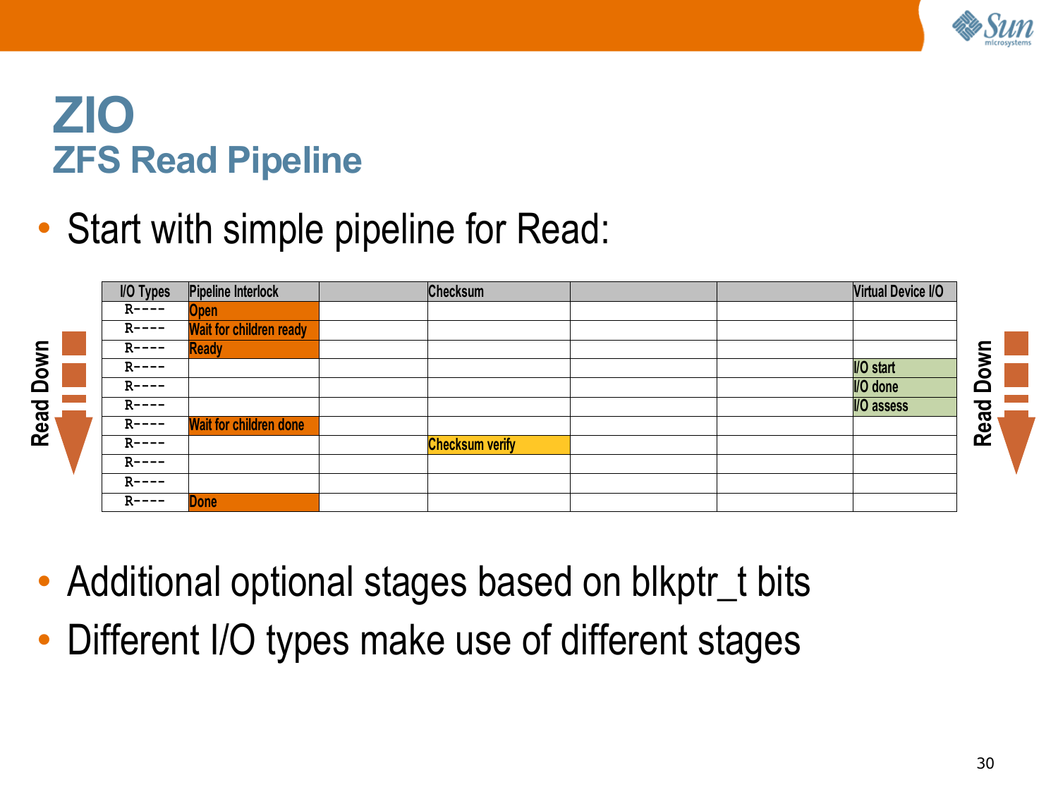# ZIO
## ZFS Read Pipeline

- Start with simple pipeline for Read:

| I/O Types | Pipeline Interlock | | Checksum | | | Virtual Device I/O |
|---|---|---|---|---|---|---|
| R---- | Open | | | | | |
| R---- | Wait for children ready | | | | | |
| R---- | Ready | | | | | |
| R---- | | | | | | I/O start |
| R---- | | | | | | I/O done |
| R---- | | | | | | I/O assess |
| R---- | Wait for children done | | | | | |
| R---- | | | Checksum verify | | | |
| R---- | | | | | | |
| R---- | | | | | | |
| R---- | Done | | | | | |

Read Down

- Additional optional stages based on blkptr_t bits
- Different I/O types make use of different stages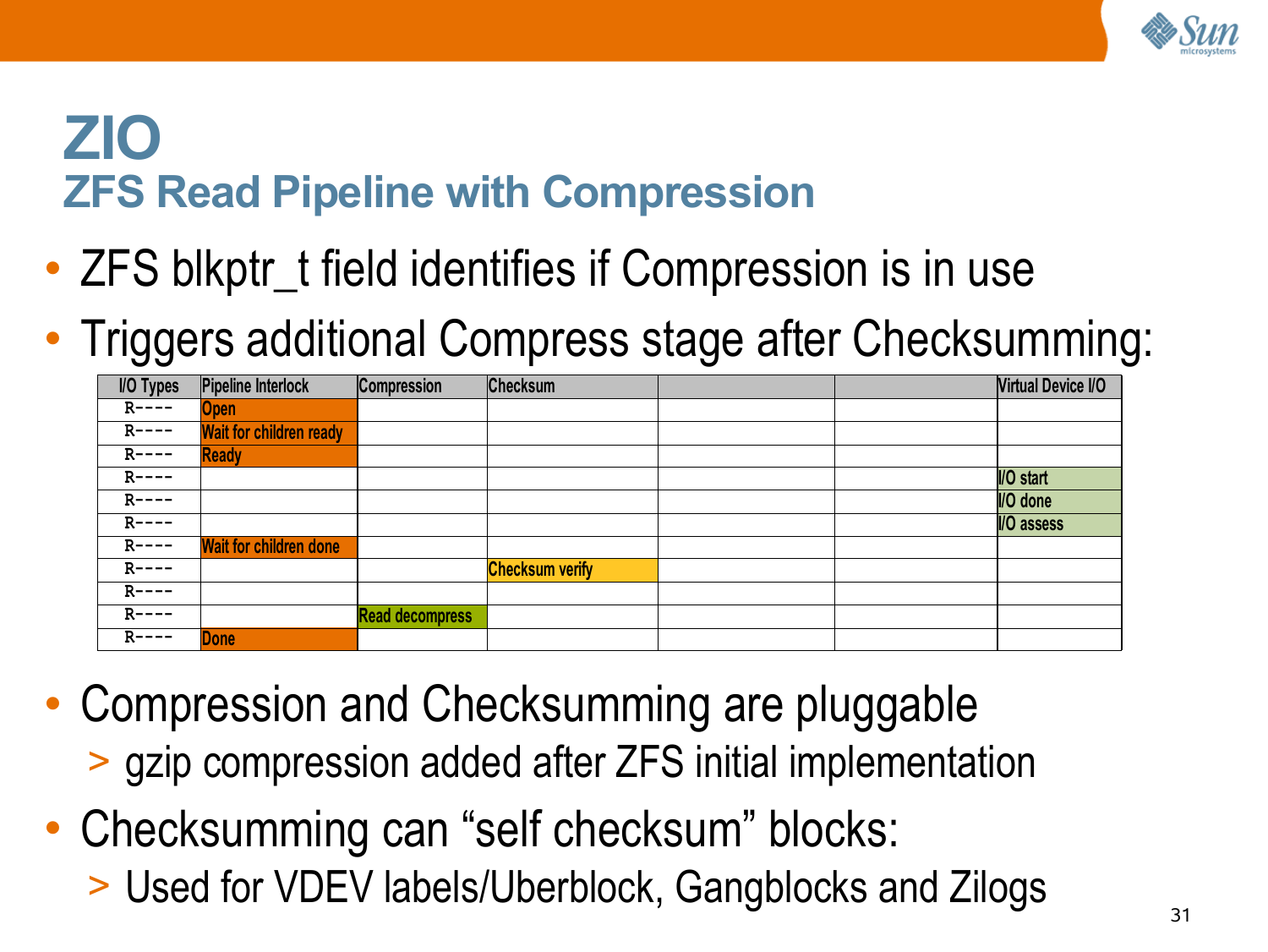# ZIO

## ZFS Read Pipeline with Compression

- ZFS blkptr_t field identifies if Compression is in use
- Triggers additional Compress stage after Checksumming:

| I/O Types | Pipeline Interlock | Compression | Checksum | | | Virtual Device I/O |
|---|---|---|---|---|---|---|
| R---- | Open | | | | | |
| R---- | Wait for children ready | | | | | |
| R---- | Ready | | | | | |
| R---- | | | | | | I/O start |
| R---- | | | | | | I/O done |
| R---- | | | | | | I/O assess |
| R---- | Wait for children done | | | | | |
| R---- | | | Checksum verify | | | |
| R---- | | | | | | |
| R---- | | Read decompress | | | | |
| R---- | Done | | | | | |

- Compression and Checksumming are pluggable
  - > gzip compression added after ZFS initial implementation
- Checksumming can “self checksum” blocks:
  - > Used for VDEV labels/Uberblock, Gangblocks and Zilogs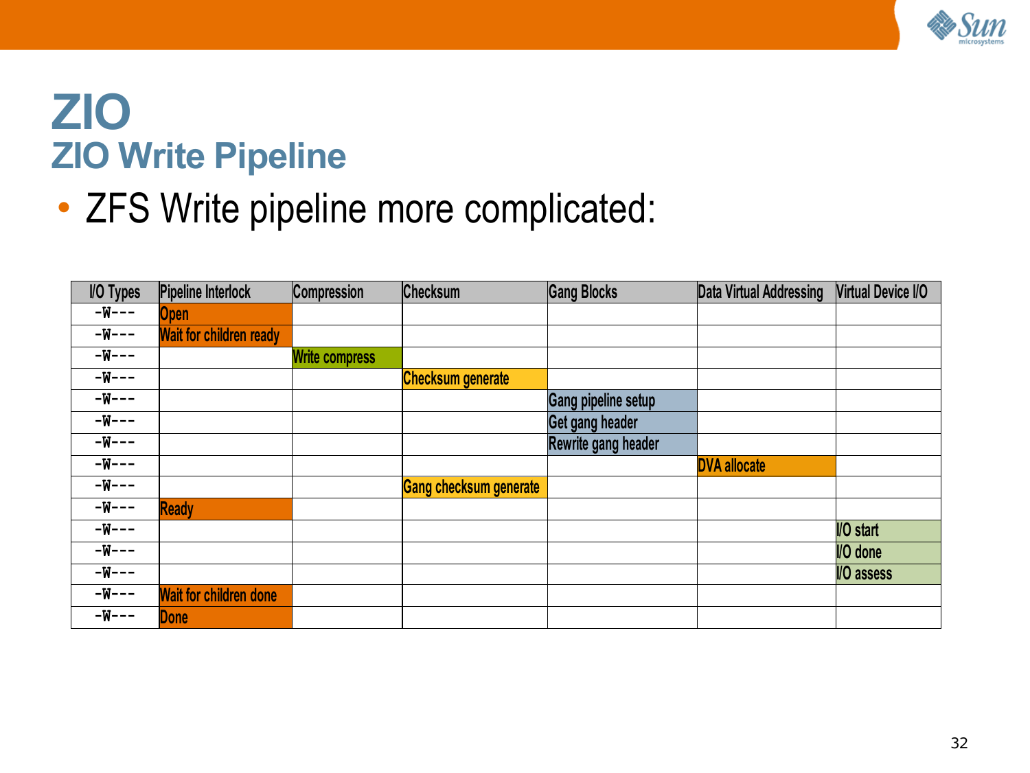# ZIO

## ZIO Write Pipeline

- ZFS Write pipeline more complicated:

| I/O Types | Pipeline Interlock | Compression | Checksum | Gang Blocks | Data Virtual Addressing | Virtual Device I/O |
|---|---|---|---|---|---|---|
| -W--- | Open | | | | | |
| -W--- | Wait for children ready | | | | | |
| -W--- | | Write compress | | | | |
| -W--- | | | Checksum generate | | | |
| -W--- | | | | Gang pipeline setup | | |
| -W--- | | | | Get gang header | | |
| -W--- | | | | Rewrite gang header | | |
| -W--- | | | | | DVA allocate | |
| -W--- | | | Gang checksum generate | | | |
| -W--- | Ready | | | | | |
| -W--- | | | | | | I/O start |
| -W--- | | | | | | I/O done |
| -W--- | | | | | | I/O assess |
| -W--- | Wait for children done | | | | | |
| -W--- | Done | | | | | |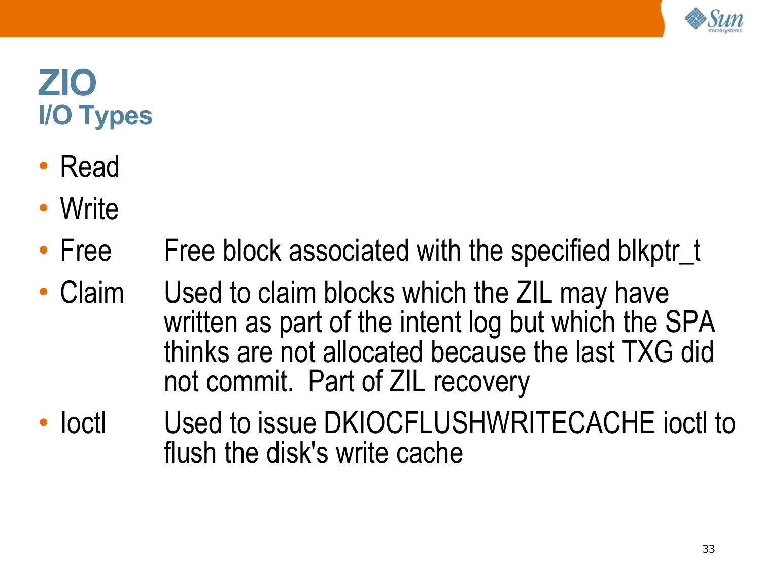# ZIO

## I/O Types

- Read
- Write
- Free — Free block associated with the specified blkptr_t
- Claim — Used to claim blocks which the ZIL may have written as part of the intent log but which the SPA thinks are not allocated because the last TXG did not commit. Part of ZIL recovery
- Ioctl — Used to issue DKIOCFLUSHWRITECACHE ioctl to flush the disk's write cache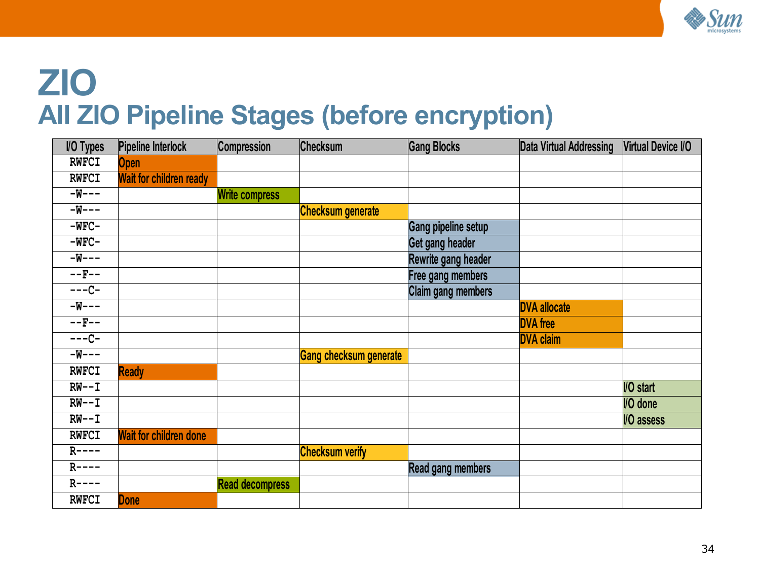# ZIO

## All ZIO Pipeline Stages (before encryption)

| I/O Types | Pipeline Interlock | Compression | Checksum | Gang Blocks | Data Virtual Addressing | Virtual Device I/O |
|---|---|---|---|---|---|---|
| RWFCI | Open | | | | | |
| RWFCI | Wait for children ready | | | | | |
| -W--- | | Write compress | | | | |
| -W--- | | | Checksum generate | | | |
| -WFC- | | | | Gang pipeline setup | | |
| -WFC- | | | | Get gang header | | |
| -W--- | | | | Rewrite gang header | | |
| --F-- | | | | Free gang members | | |
| ---C- | | | | Claim gang members | | |
| -W--- | | | | | DVA allocate | |
| --F-- | | | | | DVA free | |
| ---C- | | | | | DVA claim | |
| -W--- | | | Gang checksum generate | | | |
| RWFCI | Ready | | | | | |
| RW--I | | | | | | I/O start |
| RW--I | | | | | | I/O done |
| RW--I | | | | | | I/O assess |
| RWFCI | Wait for children done | | | | | |
| R---- | | | Checksum verify | | | |
| R---- | | | | Read gang members | | |
| R---- | | Read decompress | | | | |
| RWFCI | Done | | | | | |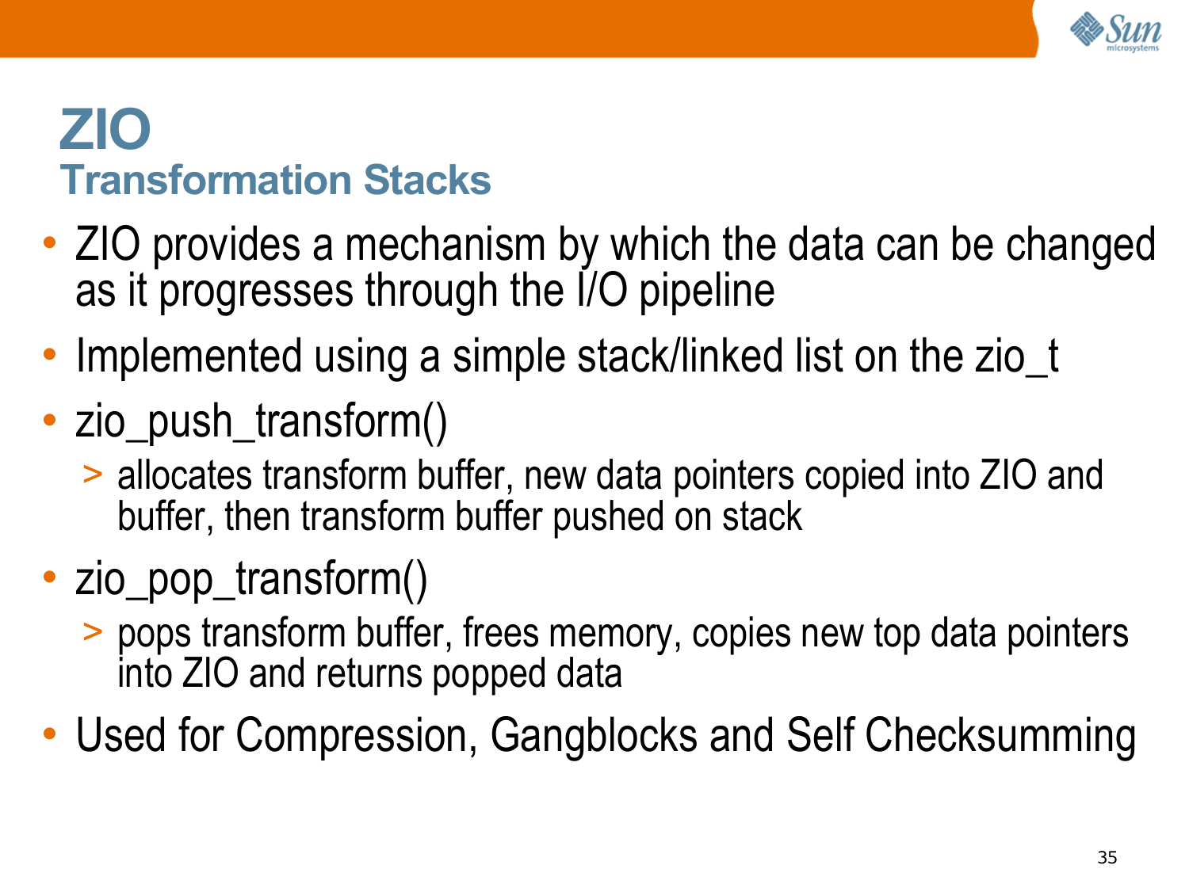# ZIO

## Transformation Stacks

- ZIO provides a mechanism by which the data can be changed as it progresses through the I/O pipeline
- Implemented using a simple stack/linked list on the zio_t
- zio_push_transform()
  - allocates transform buffer, new data pointers copied into ZIO and buffer, then transform buffer pushed on stack
- zio_pop_transform()
  - pops transform buffer, frees memory, copies new top data pointers into ZIO and returns popped data
- Used for Compression, Gangblocks and Self Checksumming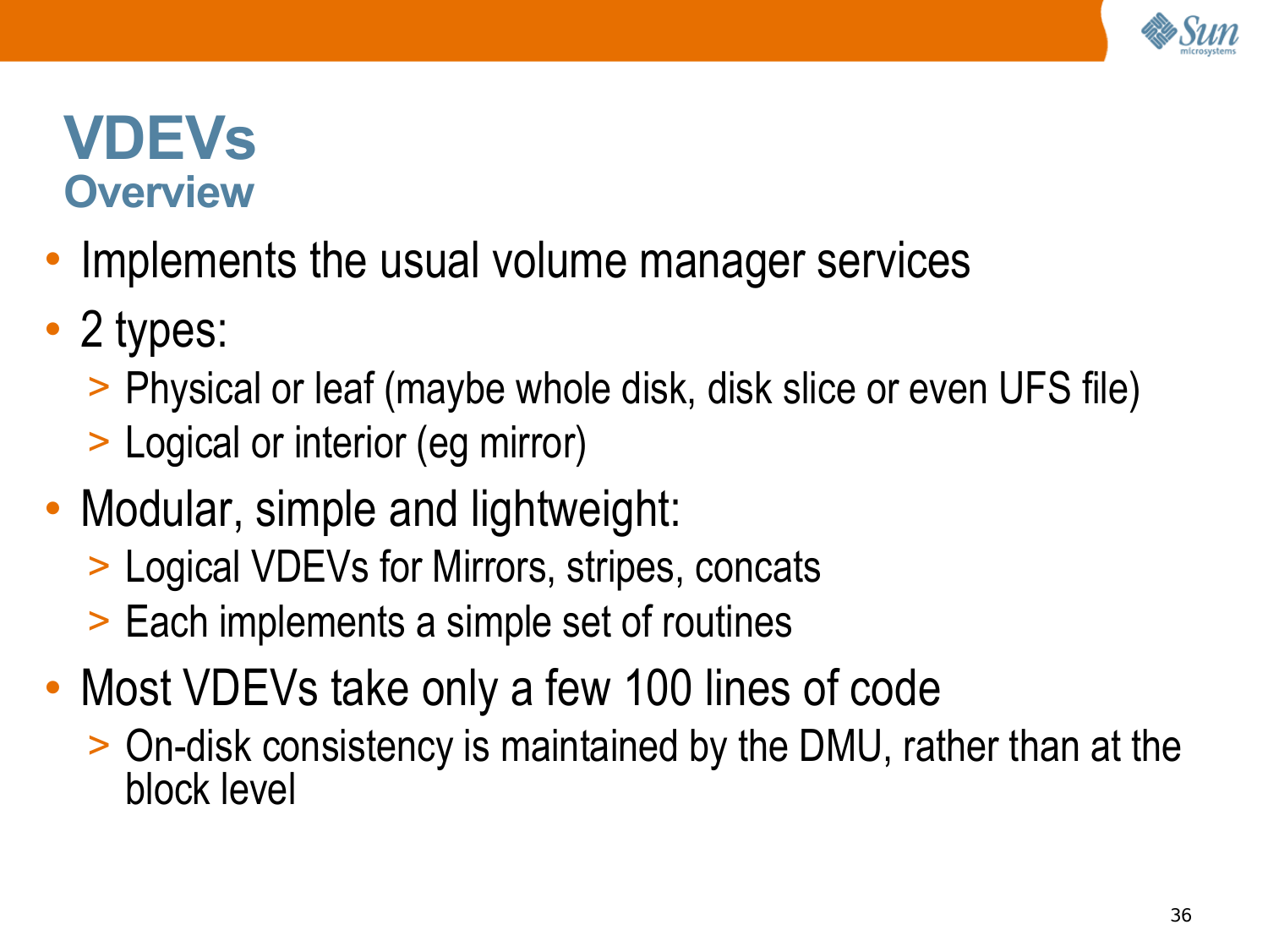# VDEVs

## Overview

- Implements the usual volume manager services
- 2 types:
  - Physical or leaf (maybe whole disk, disk slice or even UFS file)
  - Logical or interior (eg mirror)
- Modular, simple and lightweight:
  - Logical VDEVs for Mirrors, stripes, concats
  - Each implements a simple set of routines
- Most VDEVs take only a few 100 lines of code
  - On-disk consistency is maintained by the DMU, rather than at the block level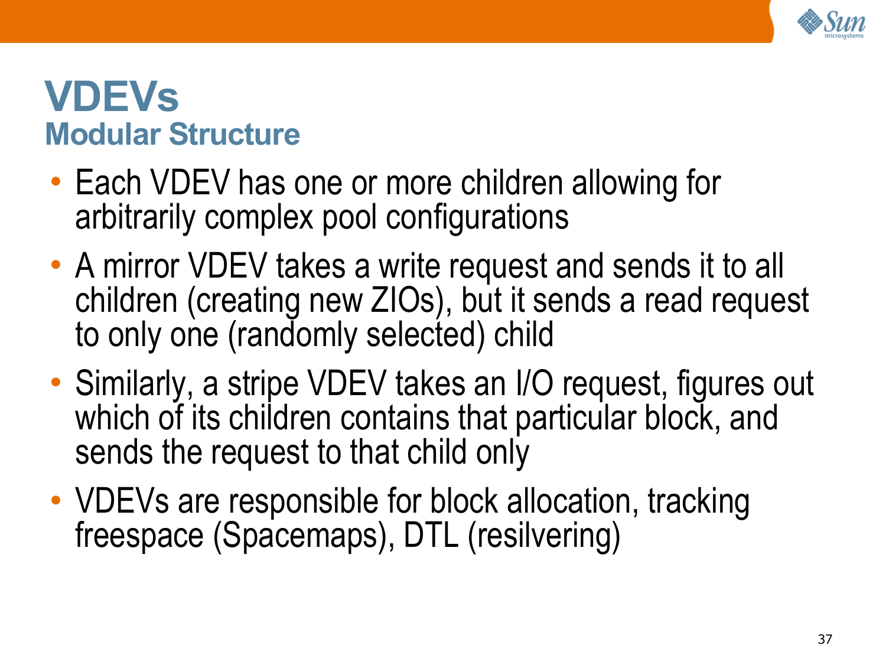# VDEVs

## Modular Structure

- Each VDEV has one or more children allowing for arbitrarily complex pool configurations
- A mirror VDEV takes a write request and sends it to all children (creating new ZIOs), but it sends a read request to only one (randomly selected) child
- Similarly, a stripe VDEV takes an I/O request, figures out which of its children contains that particular block, and sends the request to that child only
- VDEVs are responsible for block allocation, tracking freespace (Spacemaps), DTL (resilvering)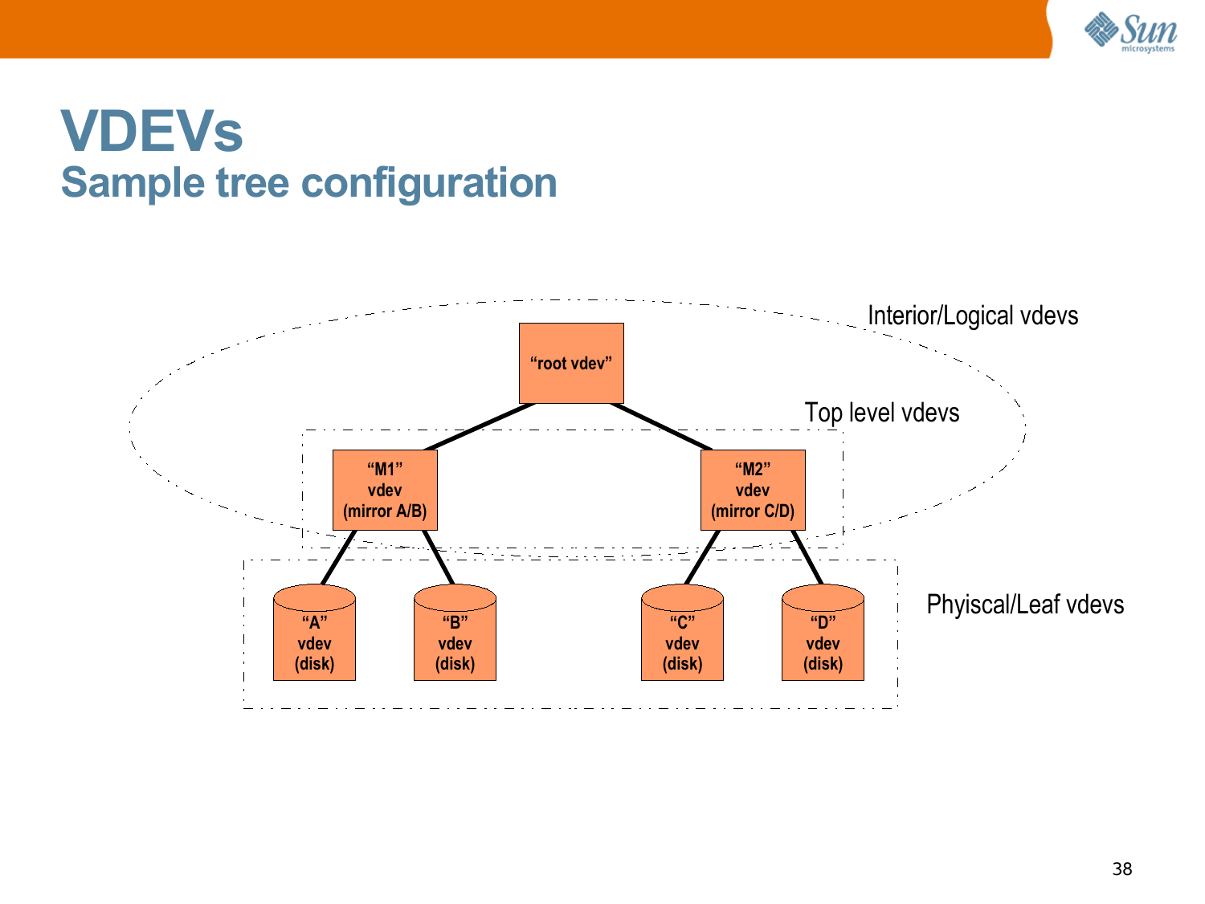# VDEVs

## Sample tree configuration

Interior/Logical vdevs

"root vdev"

Top level vdevs

"M1" vdev (mirror A/B)

"M2" vdev (mirror C/D)

Phyiscal/Leaf vdevs

"A" vdev (disk)

"B" vdev (disk)

"C" vdev (disk)

"D" vdev (disk)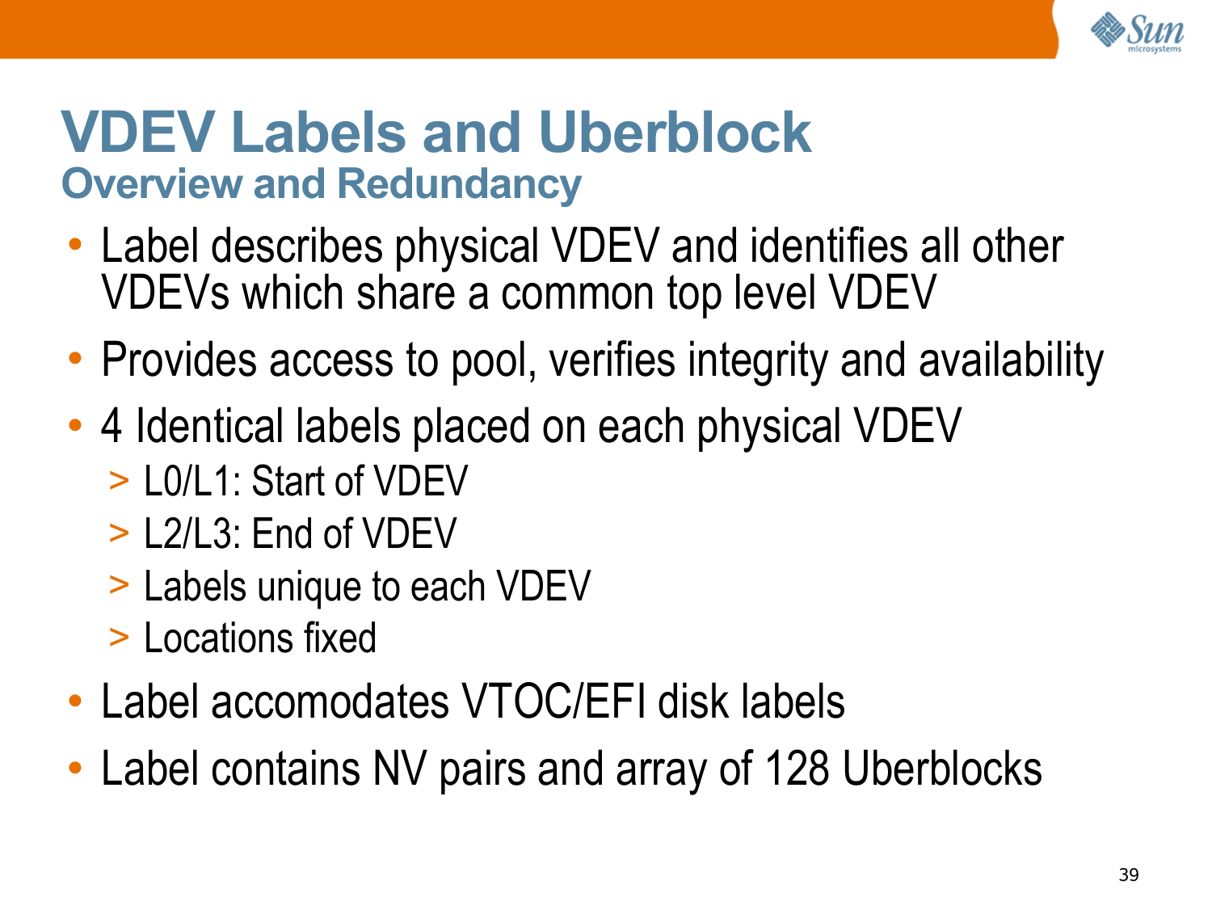# VDEV Labels and Uberblock

## Overview and Redundancy

- Label describes physical VDEV and identifies all other VDEVs which share a common top level VDEV
- Provides access to pool, verifies integrity and availability
- 4 Identical labels placed on each physical VDEV
  - L0/L1: Start of VDEV
  - L2/L3: End of VDEV
  - Labels unique to each VDEV
  - Locations fixed
- Label accomodates VTOC/EFI disk labels
- Label contains NV pairs and array of 128 Uberblocks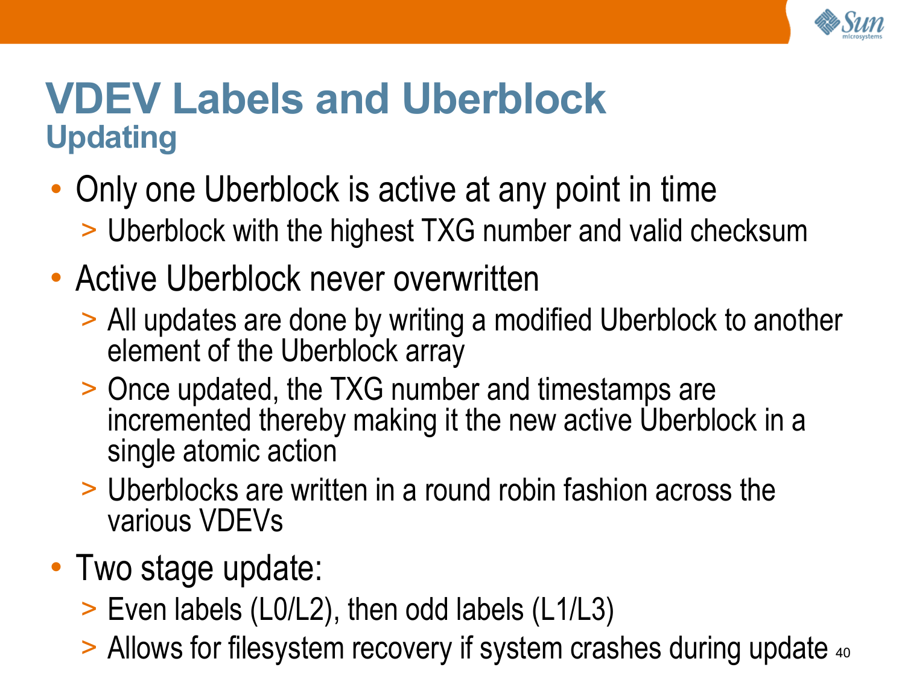# VDEV Labels and Uberblock

## Updating

- Only one Uberblock is active at any point in time
  - Uberblock with the highest TXG number and valid checksum
- Active Uberblock never overwritten
  - All updates are done by writing a modified Uberblock to another element of the Uberblock array
  - Once updated, the TXG number and timestamps are incremented thereby making it the new active Uberblock in a single atomic action
  - Uberblocks are written in a round robin fashion across the various VDEVs
- Two stage update:
  - Even labels (L0/L2), then odd labels (L1/L3)
  - Allows for filesystem recovery if system crashes during update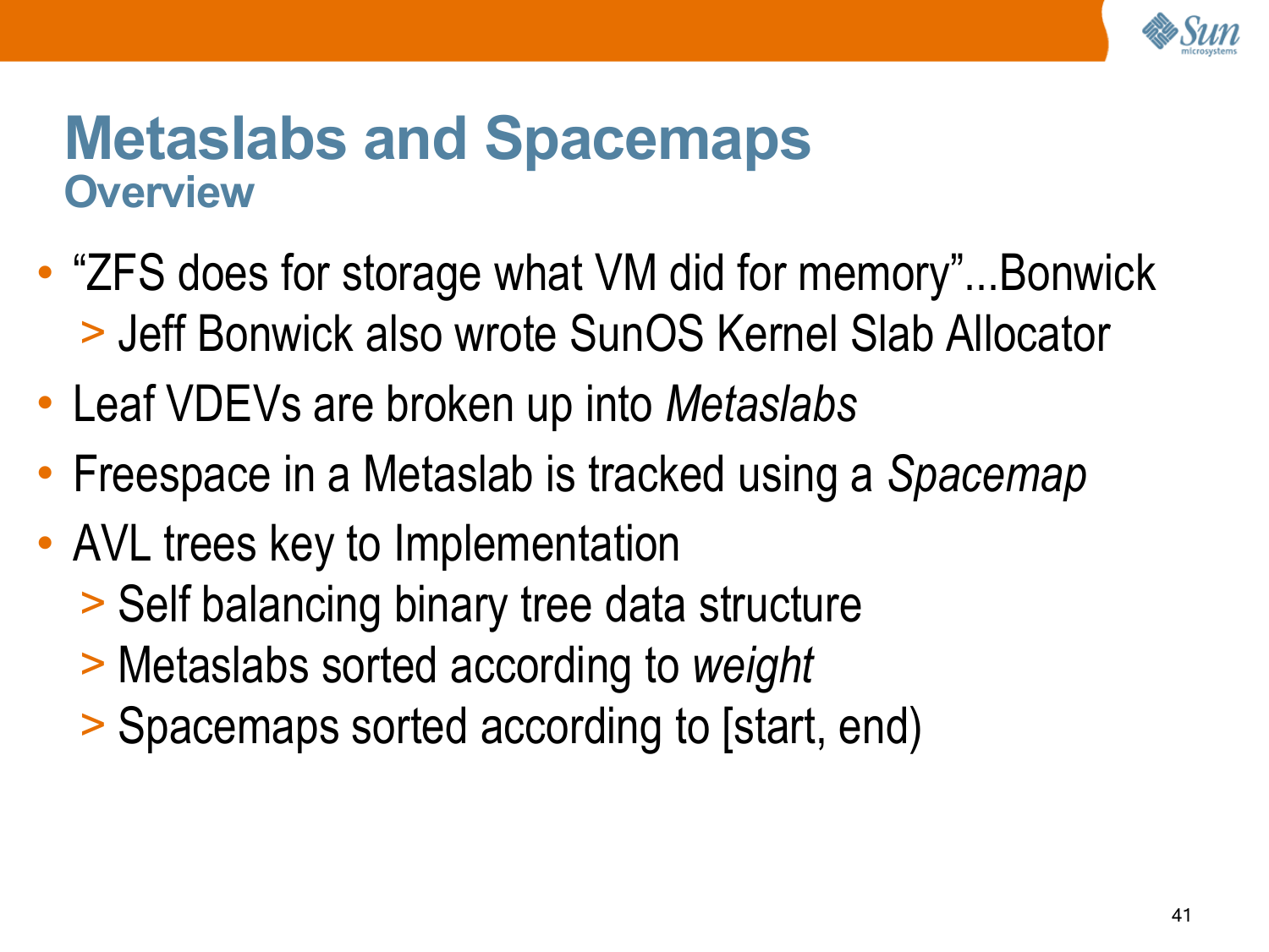# Metaslabs and Spacemaps

## Overview

- "ZFS does for storage what VM did for memory"...Bonwick
  - Jeff Bonwick also wrote SunOS Kernel Slab Allocator
- Leaf VDEVs are broken up into *Metaslabs*
- Freespace in a Metaslab is tracked using a *Spacemap*
- AVL trees key to Implementation
  - Self balancing binary tree data structure
  - Metaslabs sorted according to *weight*
  - Spacemaps sorted according to [start, end)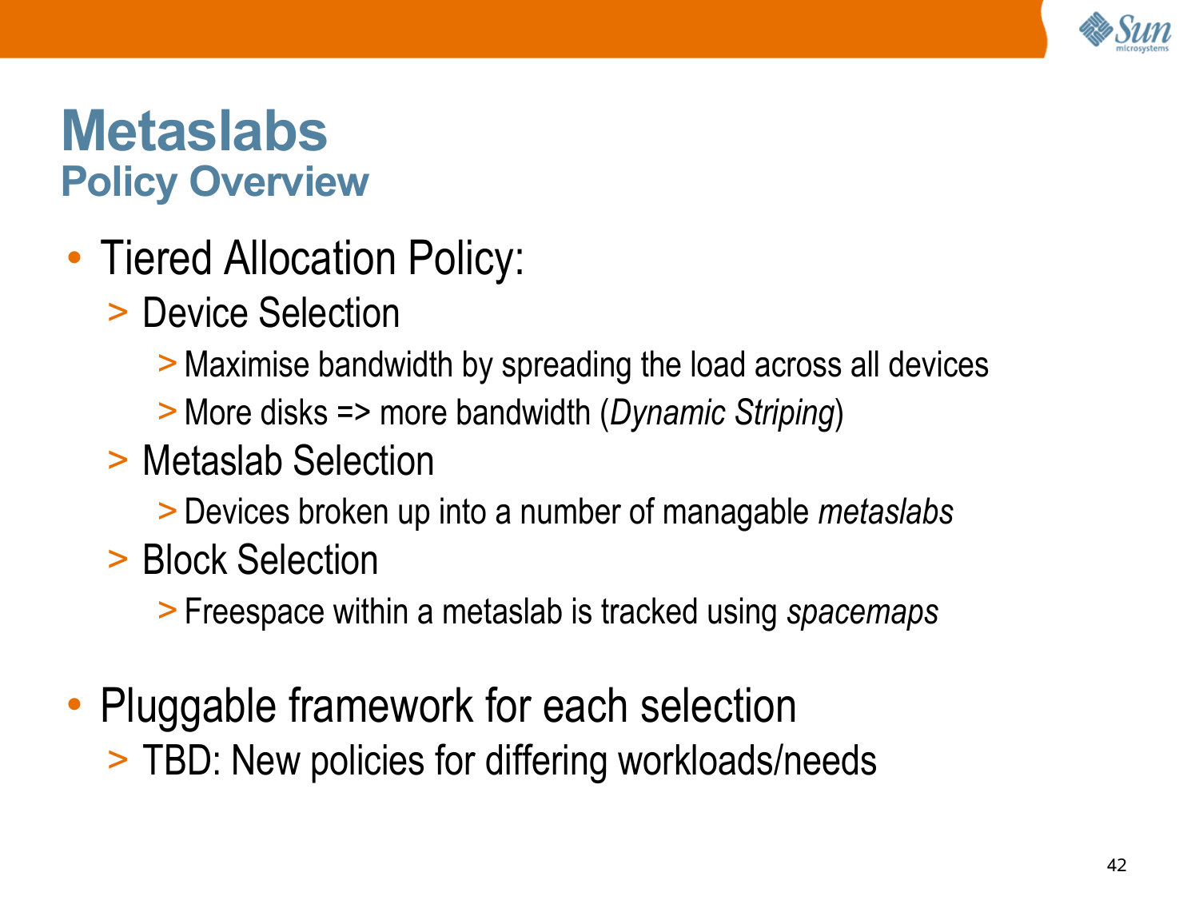# Metaslabs

## Policy Overview

- Tiered Allocation Policy:
  - Device Selection
    - Maximise bandwidth by spreading the load across all devices
    - More disks => more bandwidth (*Dynamic Striping*)
  - Metaslab Selection
    - Devices broken up into a number of managable *metaslabs*
  - Block Selection
    - Freespace within a metaslab is tracked using *spacemaps*
- Pluggable framework for each selection
  - TBD: New policies for differing workloads/needs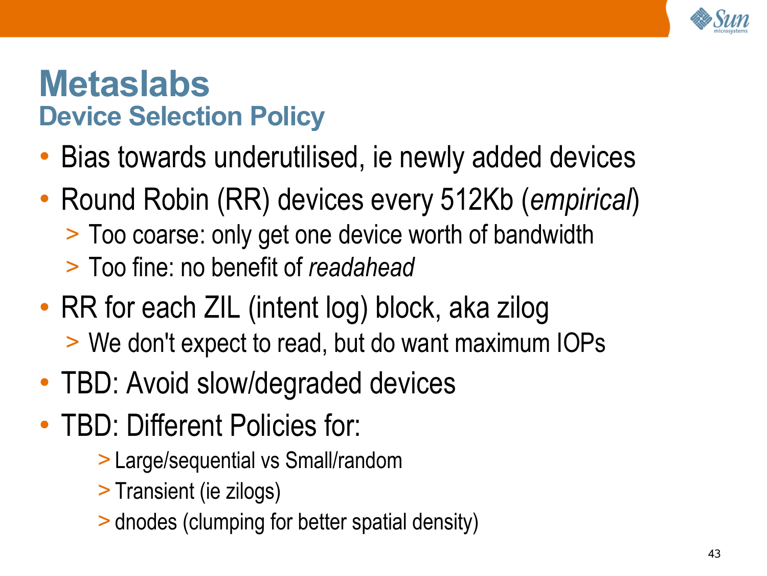# Metaslabs

## Device Selection Policy

- Bias towards underutilised, ie newly added devices
- Round Robin (RR) devices every 512Kb (*empirical*)
  - Too coarse: only get one device worth of bandwidth
  - Too fine: no benefit of *readahead*
- RR for each ZIL (intent log) block, aka zilog
  - We don't expect to read, but do want maximum IOPs
- TBD: Avoid slow/degraded devices
- TBD: Different Policies for:
  - Large/sequential vs Small/random
  - Transient (ie zilogs)
  - dnodes (clumping for better spatial density)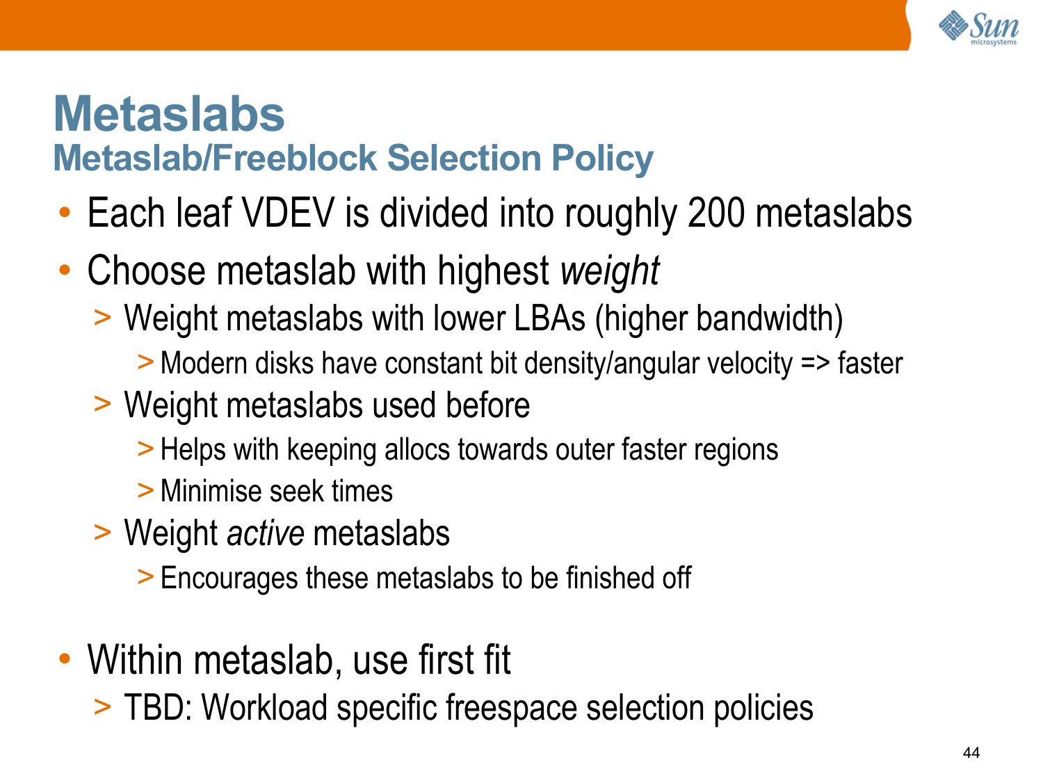# Metaslabs

## Metaslab/Freeblock Selection Policy

- Each leaf VDEV is divided into roughly 200 metaslabs
- Choose metaslab with highest *weight*
  - Weight metaslabs with lower LBAs (higher bandwidth)
    - Modern disks have constant bit density/angular velocity => faster
  - Weight metaslabs used before
    - Helps with keeping allocs towards outer faster regions
    - Minimise seek times
  - Weight *active* metaslabs
    - Encourages these metaslabs to be finished off
- Within metaslab, use first fit
  - TBD: Workload specific freespace selection policies